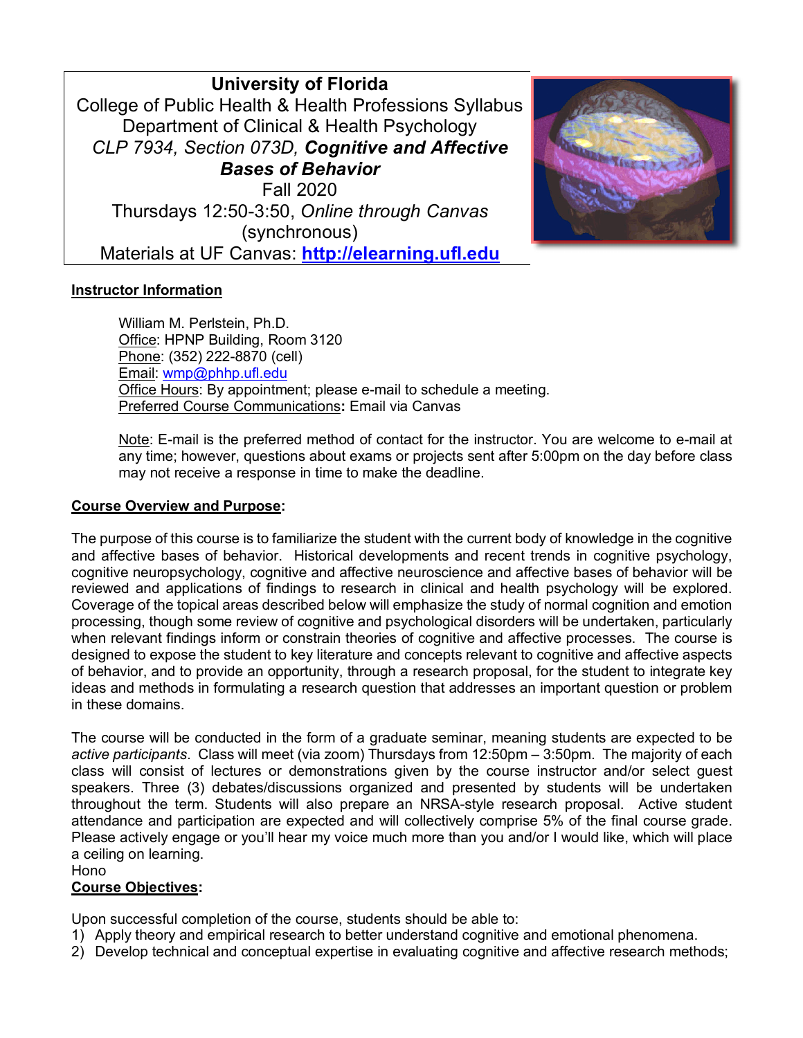**University of Florida**
College of Public Health & Health Professions Syllabus
Department of Clinical & Health Psychology
*CLP 7934, Section 073D,* ***Cognitive and Affective Bases of Behavior***
Fall 2020
Thursdays 12:50-3:50, *Online through Canvas* (synchronous)
Materials at UF Canvas: **http://elearning.ufl.edu**

## Instructor Information

William M. Perlstein, Ph.D.
Office: HPNP Building, Room 3120
Phone: (352) 222-8870 (cell)
Email: wmp@phhp.ufl.edu
Office Hours: By appointment; please e-mail to schedule a meeting.
Preferred Course Communications**:** Email via Canvas

Note: E-mail is the preferred method of contact for the instructor. You are welcome to e-mail at any time; however, questions about exams or projects sent after 5:00pm on the day before class may not receive a response in time to make the deadline.

## Course Overview and Purpose:

The purpose of this course is to familiarize the student with the current body of knowledge in the cognitive and affective bases of behavior. Historical developments and recent trends in cognitive psychology, cognitive neuropsychology, cognitive and affective neuroscience and affective bases of behavior will be reviewed and applications of findings to research in clinical and health psychology will be explored. Coverage of the topical areas described below will emphasize the study of normal cognition and emotion processing, though some review of cognitive and psychological disorders will be undertaken, particularly when relevant findings inform or constrain theories of cognitive and affective processes. The course is designed to expose the student to key literature and concepts relevant to cognitive and affective aspects of behavior, and to provide an opportunity, through a research proposal, for the student to integrate key ideas and methods in formulating a research question that addresses an important question or problem in these domains.

The course will be conducted in the form of a graduate seminar, meaning students are expected to be *active participants*. Class will meet (via zoom) Thursdays from 12:50pm – 3:50pm. The majority of each class will consist of lectures or demonstrations given by the course instructor and/or select guest speakers. Three (3) debates/discussions organized and presented by students will be undertaken throughout the term. Students will also prepare an NRSA-style research proposal. Active student attendance and participation are expected and will collectively comprise 5% of the final course grade. Please actively engage or you'll hear my voice much more than you and/or I would like, which will place a ceiling on learning.
Hono

## Course Objectives:

Upon successful completion of the course, students should be able to:

1) Apply theory and empirical research to better understand cognitive and emotional phenomena.
2) Develop technical and conceptual expertise in evaluating cognitive and affective research methods;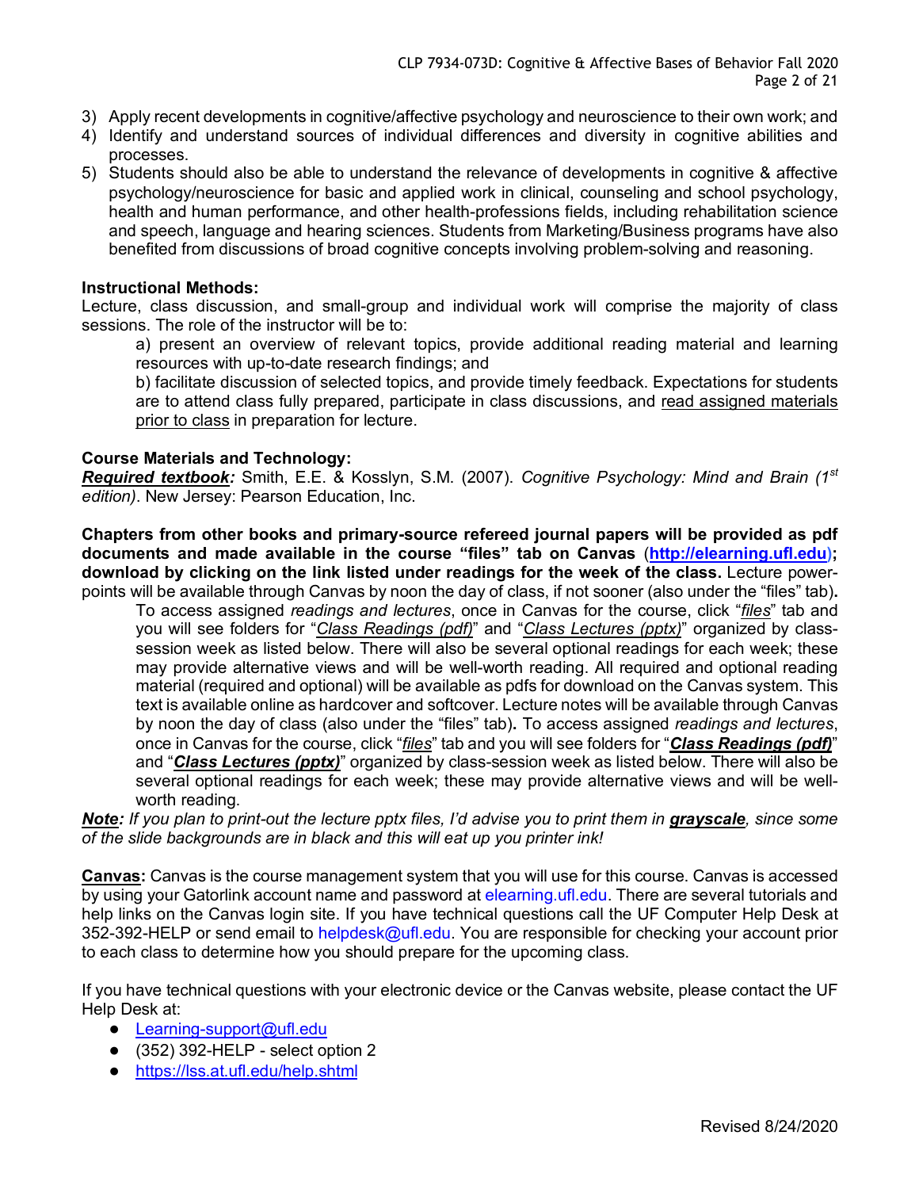3) Apply recent developments in cognitive/affective psychology and neuroscience to their own work; and
4) Identify and understand sources of individual differences and diversity in cognitive abilities and processes.
5) Students should also be able to understand the relevance of developments in cognitive & affective psychology/neuroscience for basic and applied work in clinical, counseling and school psychology, health and human performance, and other health-professions fields, including rehabilitation science and speech, language and hearing sciences. Students from Marketing/Business programs have also benefited from discussions of broad cognitive concepts involving problem-solving and reasoning.

**Instructional Methods:**
Lecture, class discussion, and small-group and individual work will comprise the majority of class sessions. The role of the instructor will be to:

a) present an overview of relevant topics, provide additional reading material and learning resources with up-to-date research findings; and

b) facilitate discussion of selected topics, and provide timely feedback. Expectations for students are to attend class fully prepared, participate in class discussions, and read assigned materials prior to class in preparation for lecture.

**Course Materials and Technology:**
***Required textbook:*** Smith, E.E. & Kosslyn, S.M. (2007). *Cognitive Psychology: Mind and Brain (1st edition)*. New Jersey: Pearson Education, Inc.

**Chapters from other books and primary-source refereed journal papers will be provided as pdf documents and made available in the course "files" tab on Canvas (http://elearning.ufl.edu); download by clicking on the link listed under readings for the week of the class.** Lecture power-points will be available through Canvas by noon the day of class, if not sooner (also under the "files" tab)**.**

To access assigned *readings and lectures*, once in Canvas for the course, click "*files*" tab and you will see folders for "*Class Readings (pdf)*" and "*Class Lectures (pptx)*" organized by class-session week as listed below. There will also be several optional readings for each week; these may provide alternative views and will be well-worth reading. All required and optional reading material (required and optional) will be available as pdfs for download on the Canvas system. This text is available online as hardcover and softcover. Lecture notes will be available through Canvas by noon the day of class (also under the "files" tab)**.** To access assigned *readings and lectures*, once in Canvas for the course, click "*files*" tab and you will see folders for "***Class Readings (pdf)***" and "***Class Lectures (pptx)***" organized by class-session week as listed below. There will also be several optional readings for each week; these may provide alternative views and will be well-worth reading.

***Note:*** *If you plan to print-out the lecture pptx files, I'd advise you to print them in **grayscale**, since some of the slide backgrounds are in black and this will eat up you printer ink!*

**Canvas:** Canvas is the course management system that you will use for this course. Canvas is accessed by using your Gatorlink account name and password at elearning.ufl.edu. There are several tutorials and help links on the Canvas login site. If you have technical questions call the UF Computer Help Desk at 352-392-HELP or send email to helpdesk@ufl.edu. You are responsible for checking your account prior to each class to determine how you should prepare for the upcoming class.

If you have technical questions with your electronic device or the Canvas website, please contact the UF Help Desk at:

- Learning-support@ufl.edu
- (352) 392-HELP - select option 2
- https://lss.at.ufl.edu/help.shtml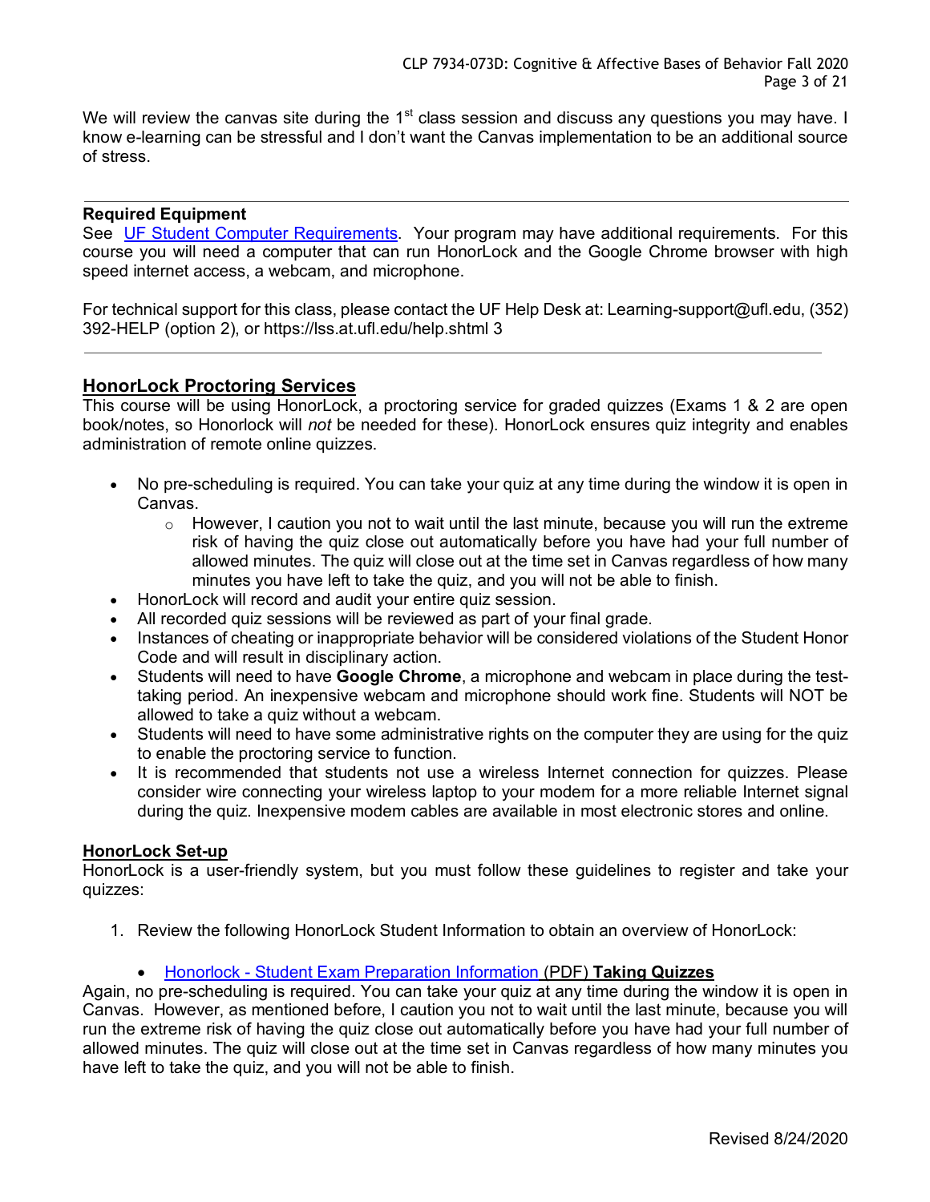We will review the canvas site during the 1st class session and discuss any questions you may have. I know e-learning can be stressful and I don't want the Canvas implementation to be an additional source of stress.

---

**Required Equipment**
See [UF Student Computer Requirements](). Your program may have additional requirements. For this course you will need a computer that can run HonorLock and the Google Chrome browser with high speed internet access, a webcam, and microphone.

For technical support for this class, please contact the UF Help Desk at: Learning-support@ufl.edu, (352) 392-HELP (option 2), or https://lss.at.ufl.edu/help.shtml 3

---

## HonorLock Proctoring Services

This course will be using HonorLock, a proctoring service for graded quizzes (Exams 1 & 2 are open book/notes, so Honorlock will *not* be needed for these). HonorLock ensures quiz integrity and enables administration of remote online quizzes.

- No pre-scheduling is required. You can take your quiz at any time during the window it is open in Canvas.
  - However, I caution you not to wait until the last minute, because you will run the extreme risk of having the quiz close out automatically before you have had your full number of allowed minutes. The quiz will close out at the time set in Canvas regardless of how many minutes you have left to take the quiz, and you will not be able to finish.
- HonorLock will record and audit your entire quiz session.
- All recorded quiz sessions will be reviewed as part of your final grade.
- Instances of cheating or inappropriate behavior will be considered violations of the Student Honor Code and will result in disciplinary action.
- Students will need to have **Google Chrome**, a microphone and webcam in place during the test-taking period. An inexpensive webcam and microphone should work fine. Students will NOT be allowed to take a quiz without a webcam.
- Students will need to have some administrative rights on the computer they are using for the quiz to enable the proctoring service to function.
- It is recommended that students not use a wireless Internet connection for quizzes. Please consider wire connecting your wireless laptop to your modem for a more reliable Internet signal during the quiz. Inexpensive modem cables are available in most electronic stores and online.

## HonorLock Set-up

HonorLock is a user-friendly system, but you must follow these guidelines to register and take your quizzes:

1. Review the following HonorLock Student Information to obtain an overview of HonorLock:

   - [Honorlock - Student Exam Preparation Information]() (PDF) **Taking Quizzes**

Again, no pre-scheduling is required. You can take your quiz at any time during the window it is open in Canvas. However, as mentioned before, I caution you not to wait until the last minute, because you will run the extreme risk of having the quiz close out automatically before you have had your full number of allowed minutes. The quiz will close out at the time set in Canvas regardless of how many minutes you have left to take the quiz, and you will not be able to finish.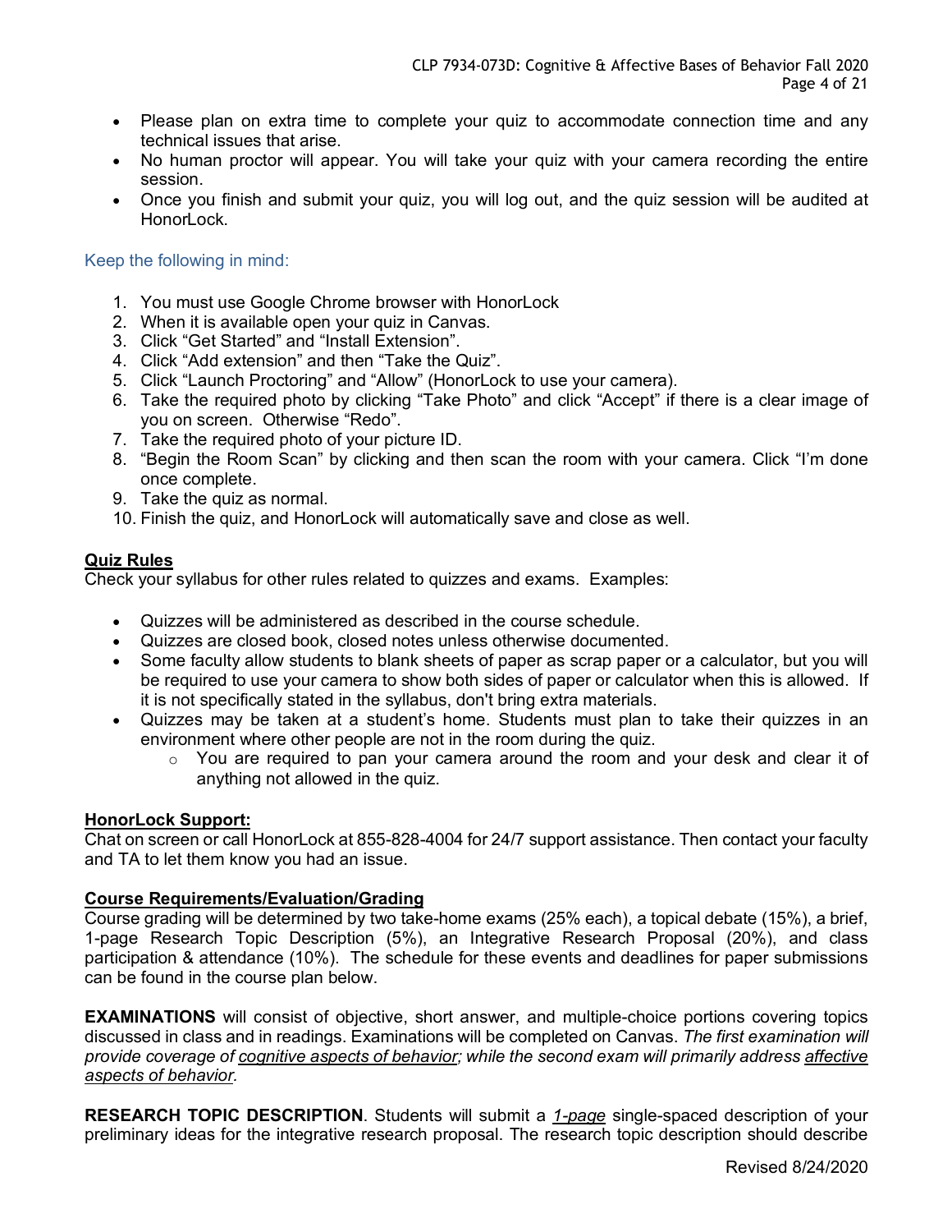- Please plan on extra time to complete your quiz to accommodate connection time and any technical issues that arise.
- No human proctor will appear. You will take your quiz with your camera recording the entire session.
- Once you finish and submit your quiz, you will log out, and the quiz session will be audited at HonorLock.

### Keep the following in mind:

1. You must use Google Chrome browser with HonorLock
2. When it is available open your quiz in Canvas.
3. Click "Get Started" and "Install Extension".
4. Click "Add extension" and then "Take the Quiz".
5. Click "Launch Proctoring" and "Allow" (HonorLock to use your camera).
6. Take the required photo by clicking "Take Photo" and click "Accept" if there is a clear image of you on screen. Otherwise "Redo".
7. Take the required photo of your picture ID.
8. "Begin the Room Scan" by clicking and then scan the room with your camera. Click "I'm done once complete.
9. Take the quiz as normal.
10. Finish the quiz, and HonorLock will automatically save and close as well.

**Quiz Rules**

Check your syllabus for other rules related to quizzes and exams. Examples:

- Quizzes will be administered as described in the course schedule.
- Quizzes are closed book, closed notes unless otherwise documented.
- Some faculty allow students to blank sheets of paper as scrap paper or a calculator, but you will be required to use your camera to show both sides of paper or calculator when this is allowed. If it is not specifically stated in the syllabus, don't bring extra materials.
- Quizzes may be taken at a student's home. Students must plan to take their quizzes in an environment where other people are not in the room during the quiz.
  - You are required to pan your camera around the room and your desk and clear it of anything not allowed in the quiz.

**HonorLock Support:**

Chat on screen or call HonorLock at 855-828-4004 for 24/7 support assistance. Then contact your faculty and TA to let them know you had an issue.

**Course Requirements/Evaluation/Grading**

Course grading will be determined by two take-home exams (25% each), a topical debate (15%), a brief, 1-page Research Topic Description (5%), an Integrative Research Proposal (20%), and class participation & attendance (10%). The schedule for these events and deadlines for paper submissions can be found in the course plan below.

**EXAMINATIONS** will consist of objective, short answer, and multiple-choice portions covering topics discussed in class and in readings. Examinations will be completed on Canvas. *The first examination will provide coverage of cognitive aspects of behavior; while the second exam will primarily address affective aspects of behavior.*

**RESEARCH TOPIC DESCRIPTION**. Students will submit a *1-page* single-spaced description of your preliminary ideas for the integrative research proposal. The research topic description should describe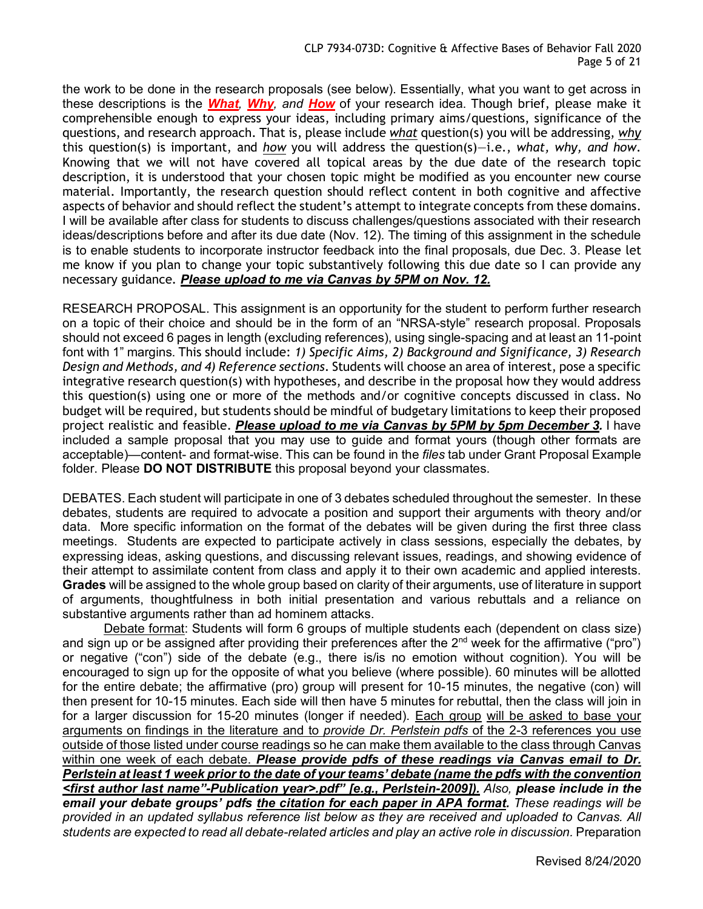the work to be done in the research proposals (see below). Essentially, what you want to get across in these descriptions is the ***What**, **Why**, and **How*** of your research idea. Though brief, please make it comprehensible enough to express your ideas, including primary aims/questions, significance of the questions, and research approach. That is, please include *what* question(s) you will be addressing, *why* this question(s) is important, and *how* you will address the question(s)—i.e., *what, why, and how*. Knowing that we will not have covered all topical areas by the due date of the research topic description, it is understood that your chosen topic might be modified as you encounter new course material. Importantly, the research question should reflect content in both cognitive and affective aspects of behavior and should reflect the student's attempt to integrate concepts from these domains. I will be available after class for students to discuss challenges/questions associated with their research ideas/descriptions before and after its due date (Nov. 12). The timing of this assignment in the schedule is to enable students to incorporate instructor feedback into the final proposals, due Dec. 3. Please let me know if you plan to change your topic substantively following this due date so I can provide any necessary guidance. ***Please upload to me via Canvas by 5PM on Nov. 12.***

RESEARCH PROPOSAL. This assignment is an opportunity for the student to perform further research on a topic of their choice and should be in the form of an "NRSA-style" research proposal. Proposals should not exceed 6 pages in length (excluding references), using single-spacing and at least an 11-point font with 1" margins. This should include: *1) Specific Aims, 2) Background and Significance, 3) Research Design and Methods, and 4) Reference sections*. Students will choose an area of interest, pose a specific integrative research question(s) with hypotheses, and describe in the proposal how they would address this question(s) using one or more of the methods and/or cognitive concepts discussed in class. No budget will be required, but students should be mindful of budgetary limitations to keep their proposed project realistic and feasible. ***Please upload to me via Canvas by 5PM by 5pm December 3.*** I have included a sample proposal that you may use to guide and format yours (though other formats are acceptable)—content- and format-wise. This can be found in the *files* tab under Grant Proposal Example folder. Please **DO NOT DISTRIBUTE** this proposal beyond your classmates.

DEBATES. Each student will participate in one of 3 debates scheduled throughout the semester. In these debates, students are required to advocate a position and support their arguments with theory and/or data. More specific information on the format of the debates will be given during the first three class meetings. Students are expected to participate actively in class sessions, especially the debates, by expressing ideas, asking questions, and discussing relevant issues, readings, and showing evidence of their attempt to assimilate content from class and apply it to their own academic and applied interests. **Grades** will be assigned to the whole group based on clarity of their arguments, use of literature in support of arguments, thoughtfulness in both initial presentation and various rebuttals and a reliance on substantive arguments rather than ad hominem attacks.

Debate format: Students will form 6 groups of multiple students each (dependent on class size) and sign up or be assigned after providing their preferences after the 2nd week for the affirmative ("pro") or negative ("con") side of the debate (e.g., there is/is no emotion without cognition). You will be encouraged to sign up for the opposite of what you believe (where possible). 60 minutes will be allotted for the entire debate; the affirmative (pro) group will present for 10-15 minutes, the negative (con) will then present for 10-15 minutes. Each side will then have 5 minutes for rebuttal, then the class will join in for a larger discussion for 15-20 minutes (longer if needed). Each group will be asked to base your arguments on findings in the literature and to *provide Dr. Perlstein pdfs* of the 2-3 references you use outside of those listed under course readings so he can make them available to the class through Canvas within one week of each debate. ***Please provide pdfs of these readings via Canvas email to Dr. Perlstein at least 1 week prior to the date of your teams' debate (name the pdfs with the convention <first author last name"-Publication year>.pdf" [e.g., Perlstein-2009]).*** *Also,* ***please include in the email your debate groups' pdfs the citation for each paper in APA format****. These readings will be provided in an updated syllabus reference list below as they are received and uploaded to Canvas. All students are expected to read all debate-related articles and play an active role in discussion.* Preparation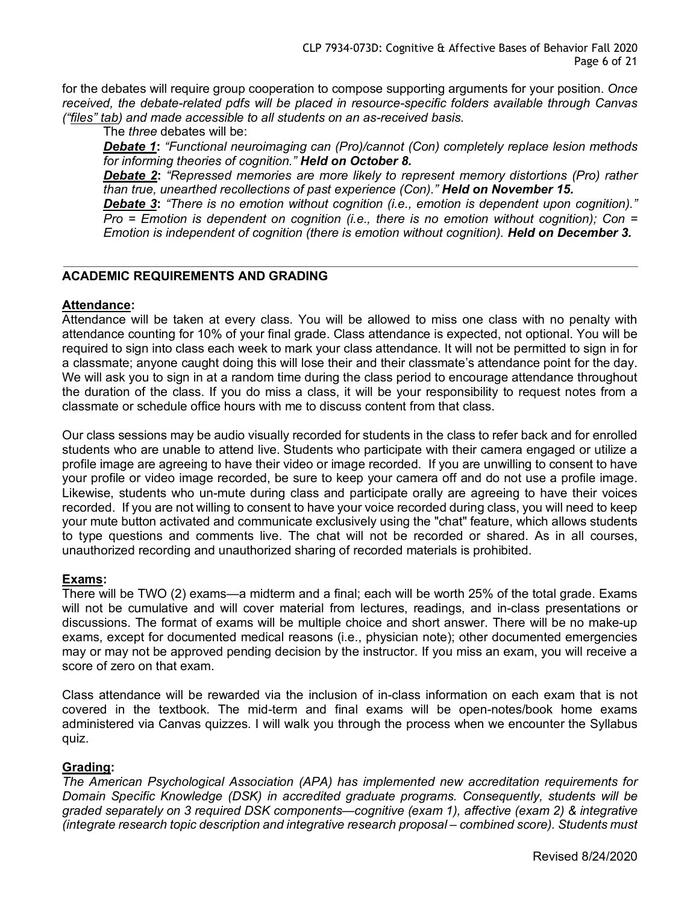for the debates will require group cooperation to compose supporting arguments for your position. *Once received, the debate-related pdfs will be placed in resource-specific folders available through Canvas ("files" tab) and made accessible to all students on an as-received basis.*

The *three* debates will be:

***Debate 1*:** *"Functional neuroimaging can (Pro)/cannot (Con) completely replace lesion methods for informing theories of cognition."* ***Held on October 8.***

***Debate 2*:** *"Repressed memories are more likely to represent memory distortions (Pro) rather than true, unearthed recollections of past experience (Con)."* ***Held on November 15.***

***Debate 3*:** *"There is no emotion without cognition (i.e., emotion is dependent upon cognition)." Pro = Emotion is dependent on cognition (i.e., there is no emotion without cognition); Con = Emotion is independent of cognition (there is emotion without cognition).* ***Held on December 3.***

---

## ACADEMIC REQUIREMENTS AND GRADING

### Attendance:

Attendance will be taken at every class. You will be allowed to miss one class with no penalty with attendance counting for 10% of your final grade. Class attendance is expected, not optional. You will be required to sign into class each week to mark your class attendance. It will not be permitted to sign in for a classmate; anyone caught doing this will lose their and their classmate's attendance point for the day. We will ask you to sign in at a random time during the class period to encourage attendance throughout the duration of the class. If you do miss a class, it will be your responsibility to request notes from a classmate or schedule office hours with me to discuss content from that class.

Our class sessions may be audio visually recorded for students in the class to refer back and for enrolled students who are unable to attend live. Students who participate with their camera engaged or utilize a profile image are agreeing to have their video or image recorded. If you are unwilling to consent to have your profile or video image recorded, be sure to keep your camera off and do not use a profile image. Likewise, students who un-mute during class and participate orally are agreeing to have their voices recorded. If you are not willing to consent to have your voice recorded during class, you will need to keep your mute button activated and communicate exclusively using the "chat" feature, which allows students to type questions and comments live. The chat will not be recorded or shared. As in all courses, unauthorized recording and unauthorized sharing of recorded materials is prohibited.

### Exams:

There will be TWO (2) exams—a midterm and a final; each will be worth 25% of the total grade. Exams will not be cumulative and will cover material from lectures, readings, and in-class presentations or discussions. The format of exams will be multiple choice and short answer. There will be no make-up exams, except for documented medical reasons (i.e., physician note); other documented emergencies may or may not be approved pending decision by the instructor. If you miss an exam, you will receive a score of zero on that exam.

Class attendance will be rewarded via the inclusion of in-class information on each exam that is not covered in the textbook. The mid-term and final exams will be open-notes/book home exams administered via Canvas quizzes. I will walk you through the process when we encounter the Syllabus quiz.

### Grading:

*The American Psychological Association (APA) has implemented new accreditation requirements for Domain Specific Knowledge (DSK) in accredited graduate programs. Consequently, students will be graded separately on 3 required DSK components—cognitive (exam 1), affective (exam 2) & integrative (integrate research topic description and integrative research proposal – combined score). Students must*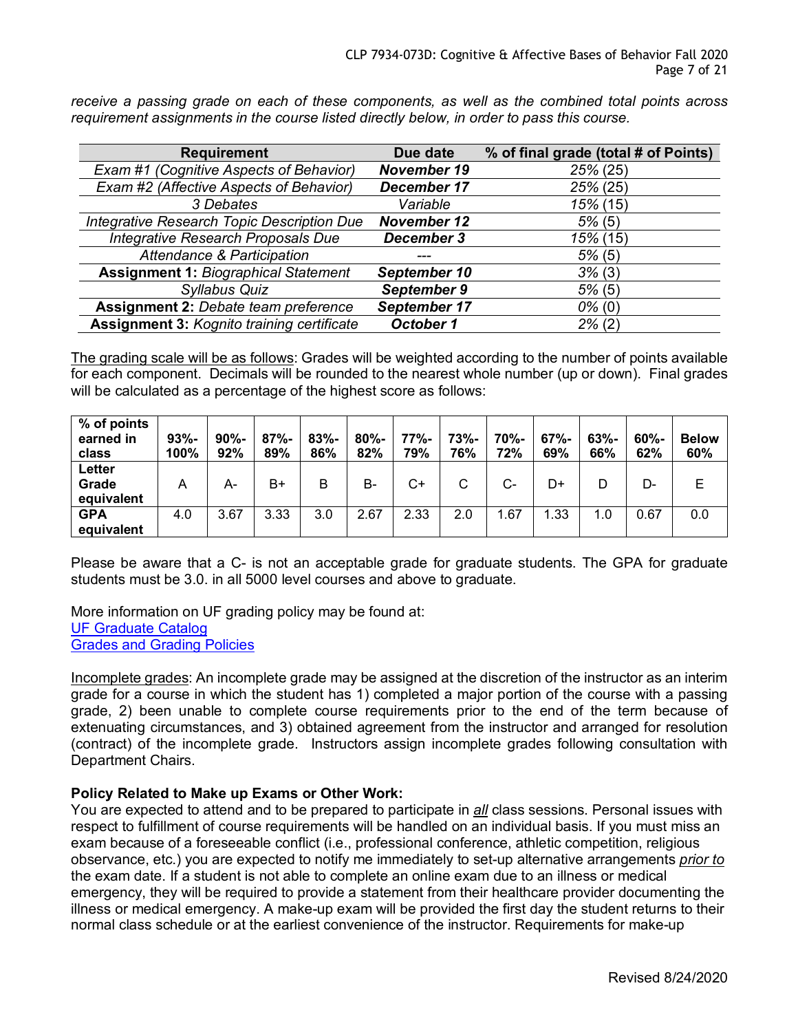*receive a passing grade on each of these components, as well as the combined total points across requirement assignments in the course listed directly below, in order to pass this course.*

| Requirement | Due date | % of final grade (total # of Points) |
|---|---|---|
| *Exam #1 (Cognitive Aspects of Behavior)* | ***November 19*** | *25%* (25) |
| *Exam #2 (Affective Aspects of Behavior)* | ***December 17*** | *25%* (25) |
| *3 Debates* | *Variable* | *15%* (15) |
| *Integrative Research Topic Description Due* | ***November 12*** | *5%* (5) |
| *Integrative Research Proposals Due* | ***December 3*** | *15%* (15) |
| *Attendance & Participation* | *---* | *5%* (5) |
| **Assignment 1:** *Biographical Statement* | ***September 10*** | *3%* (3) |
| *Syllabus Quiz* | ***September 9*** | *5%* (5) |
| **Assignment 2:** *Debate team preference* | ***September 17*** | *0%* (0) |
| **Assignment 3:** *Kognito training certificate* | ***October 1*** | *2%* (2) |

The grading scale will be as follows: Grades will be weighted according to the number of points available for each component. Decimals will be rounded to the nearest whole number (up or down). Final grades will be calculated as a percentage of the highest score as follows:

| **% of points earned in class** | **93%-100%** | **90%-92%** | **87%-89%** | **83%-86%** | **80%-82%** | **77%-79%** | **73%-76%** | **70%-72%** | **67%-69%** | **63%-66%** | **60%-62%** | **Below 60%** |
|---|---|---|---|---|---|---|---|---|---|---|---|---|
| **Letter Grade equivalent** | A | A- | B+ | B | B- | C+ | C | C- | D+ | D | D- | E |
| **GPA equivalent** | 4.0 | 3.67 | 3.33 | 3.0 | 2.67 | 2.33 | 2.0 | 1.67 | 1.33 | 1.0 | 0.67 | 0.0 |

Please be aware that a C- is not an acceptable grade for graduate students. The GPA for graduate students must be 3.0. in all 5000 level courses and above to graduate.

More information on UF grading policy may be found at:
UF Graduate Catalog
Grades and Grading Policies

Incomplete grades: An incomplete grade may be assigned at the discretion of the instructor as an interim grade for a course in which the student has 1) completed a major portion of the course with a passing grade, 2) been unable to complete course requirements prior to the end of the term because of extenuating circumstances, and 3) obtained agreement from the instructor and arranged for resolution (contract) of the incomplete grade. Instructors assign incomplete grades following consultation with Department Chairs.

**Policy Related to Make up Exams or Other Work:**
You are expected to attend and to be prepared to participate in ***all*** class sessions. Personal issues with respect to fulfillment of course requirements will be handled on an individual basis. If you must miss an exam because of a foreseeable conflict (i.e., professional conference, athletic competition, religious observance, etc.) you are expected to notify me immediately to set-up alternative arrangements *prior to* the exam date. If a student is not able to complete an online exam due to an illness or medical emergency, they will be required to provide a statement from their healthcare provider documenting the illness or medical emergency. A make-up exam will be provided the first day the student returns to their normal class schedule or at the earliest convenience of the instructor. Requirements for make-up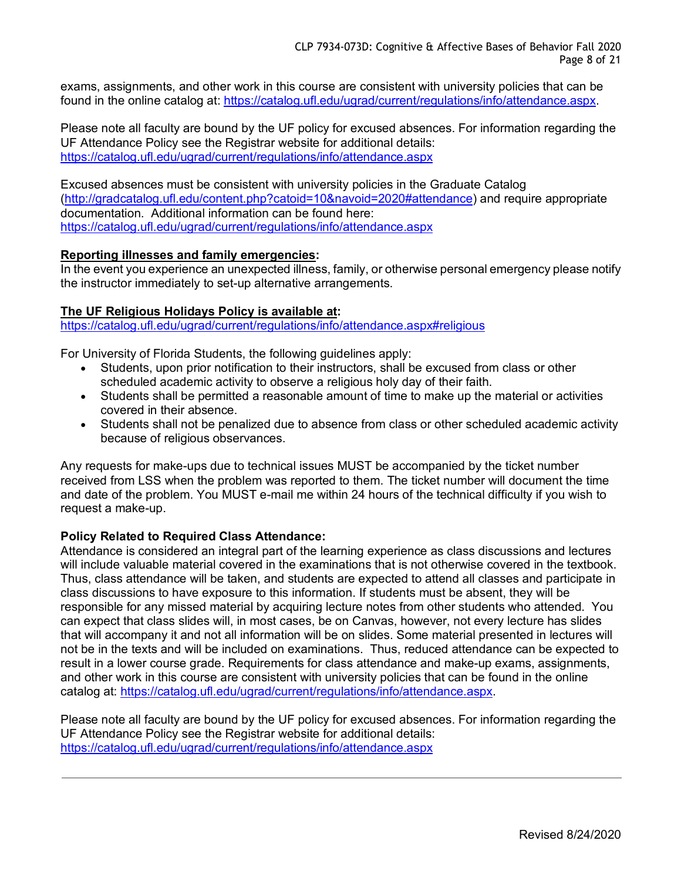exams, assignments, and other work in this course are consistent with university policies that can be found in the online catalog at: https://catalog.ufl.edu/ugrad/current/regulations/info/attendance.aspx.

Please note all faculty are bound by the UF policy for excused absences. For information regarding the UF Attendance Policy see the Registrar website for additional details: https://catalog.ufl.edu/ugrad/current/regulations/info/attendance.aspx

Excused absences must be consistent with university policies in the Graduate Catalog (http://gradcatalog.ufl.edu/content.php?catoid=10&navoid=2020#attendance) and require appropriate documentation. Additional information can be found here: https://catalog.ufl.edu/ugrad/current/regulations/info/attendance.aspx

**Reporting illnesses and family emergencies:**
In the event you experience an unexpected illness, family, or otherwise personal emergency please notify the instructor immediately to set-up alternative arrangements.

**The UF Religious Holidays Policy is available at:**
https://catalog.ufl.edu/ugrad/current/regulations/info/attendance.aspx#religious

For University of Florida Students, the following guidelines apply:

- Students, upon prior notification to their instructors, shall be excused from class or other scheduled academic activity to observe a religious holy day of their faith.
- Students shall be permitted a reasonable amount of time to make up the material or activities covered in their absence.
- Students shall not be penalized due to absence from class or other scheduled academic activity because of religious observances.

Any requests for make-ups due to technical issues MUST be accompanied by the ticket number received from LSS when the problem was reported to them. The ticket number will document the time and date of the problem. You MUST e-mail me within 24 hours of the technical difficulty if you wish to request a make-up.

**Policy Related to Required Class Attendance:**
Attendance is considered an integral part of the learning experience as class discussions and lectures will include valuable material covered in the examinations that is not otherwise covered in the textbook. Thus, class attendance will be taken, and students are expected to attend all classes and participate in class discussions to have exposure to this information. If students must be absent, they will be responsible for any missed material by acquiring lecture notes from other students who attended. You can expect that class slides will, in most cases, be on Canvas, however, not every lecture has slides that will accompany it and not all information will be on slides. Some material presented in lectures will not be in the texts and will be included on examinations. Thus, reduced attendance can be expected to result in a lower course grade. Requirements for class attendance and make-up exams, assignments, and other work in this course are consistent with university policies that can be found in the online catalog at: https://catalog.ufl.edu/ugrad/current/regulations/info/attendance.aspx.

Please note all faculty are bound by the UF policy for excused absences. For information regarding the UF Attendance Policy see the Registrar website for additional details: https://catalog.ufl.edu/ugrad/current/regulations/info/attendance.aspx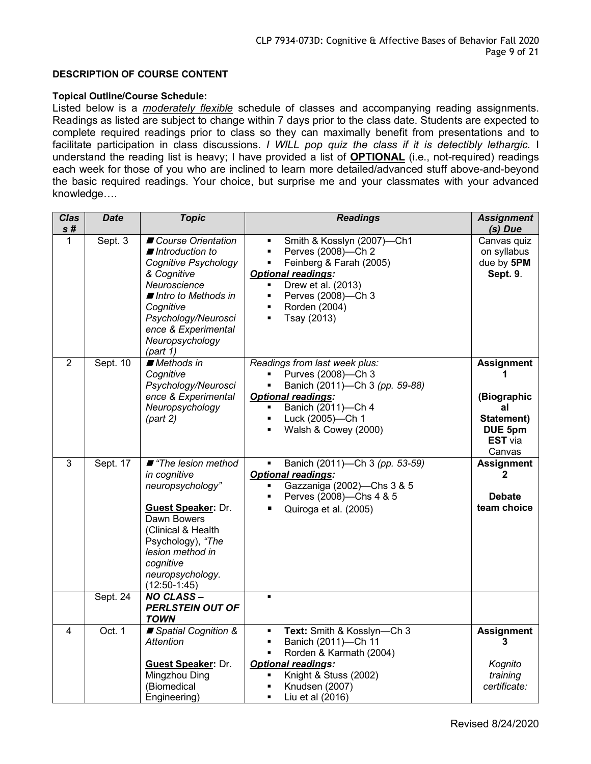**DESCRIPTION OF COURSE CONTENT**

**Topical Outline/Course Schedule:**

Listed below is a *moderately flexible* schedule of classes and accompanying reading assignments. Readings as listed are subject to change within 7 days prior to the class date. Students are expected to complete required readings prior to class so they can maximally benefit from presentations and to facilitate participation in class discussions. *I WILL pop quiz the class if it is detectibly lethargic.* I understand the reading list is heavy; I have provided a list of **OPTIONAL** (i.e., not-required) readings each week for those of you who are inclined to learn more detailed/advanced stuff above-and-beyond the basic required readings. Your choice, but surprise me and your classmates with your advanced knowledge….

| *Class #* | *Date* | *Topic* | *Readings* | *Assignment (s) Due* |
|---|---|---|---|---|
| 1 | Sept. 3 | ■ *Course Orientation* ■ *Introduction to Cognitive Psychology & Cognitive Neuroscience* ■ *Intro to Methods in Cognitive Psychology/Neuroscience & Experimental Neuropsychology (part 1)* | ▪ Smith & Kosslyn (2007)—Ch1 ▪ Perves (2008)—Ch 2 ▪ Feinberg & Farah (2005) ***Optional readings:*** ▪ Drew et al. (2013) ▪ Perves (2008)—Ch 3 ▪ Rorden (2004) ▪ Tsay (2013) | Canvas quiz on syllabus due by **5PM Sept. 9**. |
| 2 | Sept. 10 | ■ *Methods in Cognitive Psychology/Neuroscience & Experimental Neuropsychology (part 2)* | *Readings from last week plus:* ▪ Purves (2008)—Ch 3 ▪ Banich (2011)—Ch 3 *(pp. 59-88)* ***Optional readings:*** ▪ Banich (2011)—Ch 4 ▪ Luck (2005)—Ch 1 ▪ Walsh & Cowey (2000) | **Assignment 1 (Biographical Statement) DUE 5pm EST** via Canvas |
| 3 | Sept. 17 | ■ *"The lesion method in cognitive neuropsychology"* **Guest Speaker:** Dr. Dawn Bowers (Clinical & Health Psychology), *"The lesion method in cognitive neuropsychology.* (12:50-1:45) | ▪ Banich (2011)—Ch 3 *(pp. 53-59)* ***Optional readings:*** ▪ Gazzaniga (2002)—Chs 3 & 5 ▪ Perves (2008)—Chs 4 & 5 ▪ Quiroga et al. (2005) | **Assignment 2 Debate team choice** |
| | Sept. 24 | ***NO CLASS – PERLSTEIN OUT OF TOWN*** | ▪ | |
| 4 | Oct. 1 | ■ *Spatial Cognition & Attention* **Guest Speaker:** Dr. Mingzhou Ding (Biomedical Engineering) | ▪ **Text:** Smith & Kosslyn—Ch 3 ▪ Banich (2011)—Ch 11 ▪ Rorden & Karmath (2004) ***Optional readings:*** ▪ Knight & Stuss (2002) ▪ Knudsen (2007) ▪ Liu et al (2016) | **Assignment 3** *Kognito training certificate:* |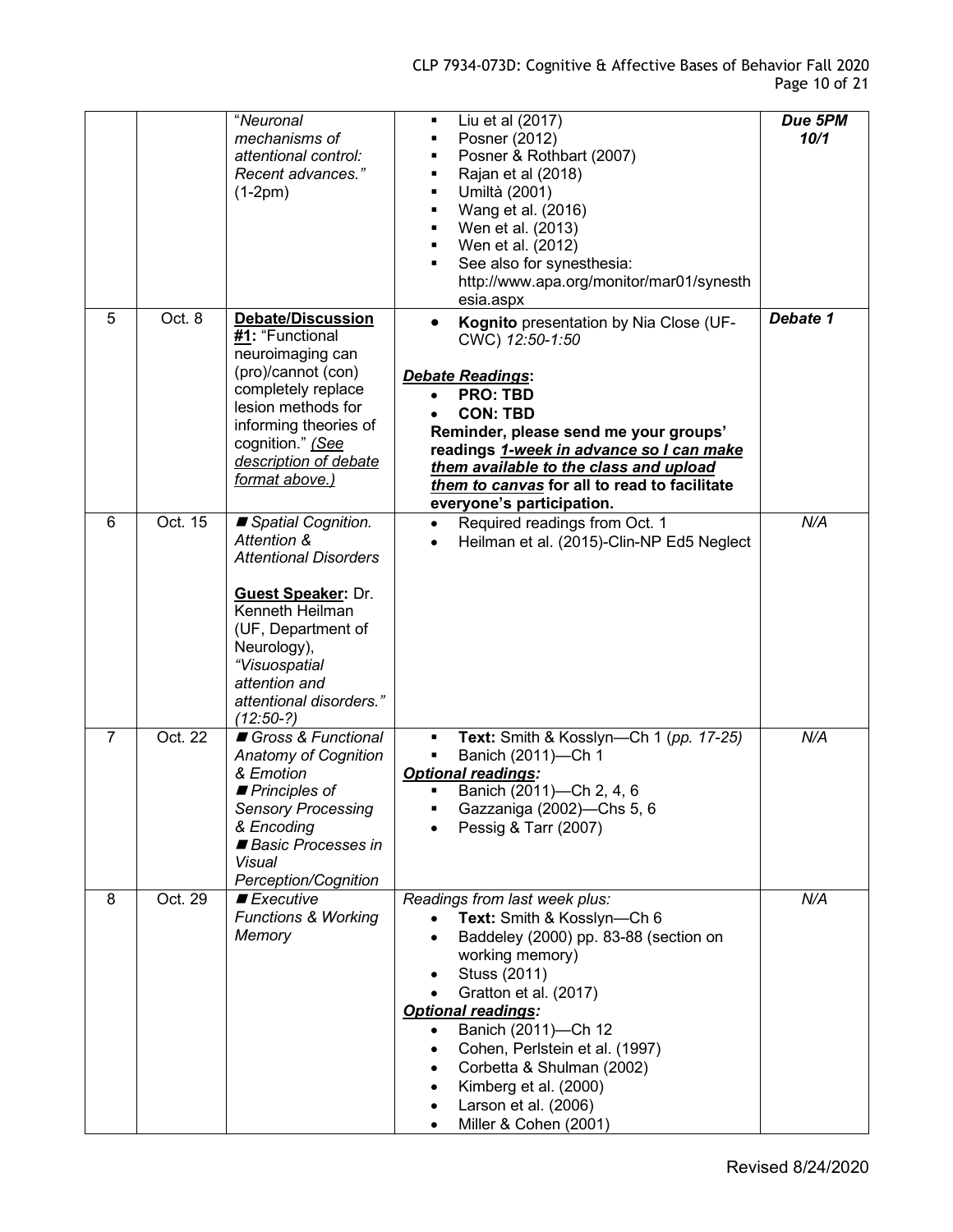| | | | | |
|---|---|---|---|---|
| | | "*Neuronal mechanisms of attentional control: Recent advances.*" (1-2pm) | ▪ Liu et al (2017)<br>▪ Posner (2012)<br>▪ Posner & Rothbart (2007)<br>▪ Rajan et al (2018)<br>▪ Umiltà (2001)<br>▪ Wang et al. (2016)<br>▪ Wen et al. (2013)<br>▪ Wen et al. (2012)<br>▪ See also for synesthesia: http://www.apa.org/monitor/mar01/synesthesia.aspx | ***Due 5PM 10/1*** |
| 5 | Oct. 8 | **Debate/Discussion #1:** "Functional neuroimaging can (pro)/cannot (con) completely replace lesion methods for informing theories of cognition." *(See description of debate format above.)* | • **Kognito** presentation by Nia Close (UF-CWC) *12:50-1:50*<br><br>***Debate Readings*:**<br>• **PRO: TBD**<br>• **CON: TBD**<br>**Reminder, please send me your groups' readings *1-week in advance so I can make them available to the class and upload them to canvas* for all to read to facilitate everyone's participation.** | ***Debate 1*** |
| 6 | Oct. 15 | ■ *Spatial Cognition. Attention & Attentional Disorders*<br><br>**Guest Speaker:** Dr. Kenneth Heilman (UF, Department of Neurology), *"Visuospatial attention and attentional disorders." (12:50-?)* | • Required readings from Oct. 1<br>• Heilman et al. (2015)-Clin-NP Ed5 Neglect | *N/A* |
| 7 | Oct. 22 | ■ *Gross & Functional Anatomy of Cognition & Emotion*<br>■ *Principles of Sensory Processing & Encoding*<br>■ *Basic Processes in Visual Perception/Cognition* | ▪ **Text:** Smith & Kosslyn—Ch 1 (*pp. 17-25*)<br>▪ Banich (2011)—Ch 1<br>***Optional readings:***<br>▪ Banich (2011)—Ch 2, 4, 6<br>▪ Gazzaniga (2002)—Chs 5, 6<br>• Pessig & Tarr (2007) | *N/A* |
| 8 | Oct. 29 | ■ *Executive Functions & Working Memory* | *Readings from last week plus:*<br>• **Text:** Smith & Kosslyn—Ch 6<br>• Baddeley (2000) pp. 83-88 (section on working memory)<br>• Stuss (2011)<br>• Gratton et al. (2017)<br>***Optional readings:***<br>• Banich (2011)—Ch 12<br>• Cohen, Perlstein et al. (1997)<br>• Corbetta & Shulman (2002)<br>• Kimberg et al. (2000)<br>• Larson et al. (2006)<br>• Miller & Cohen (2001) | *N/A* |

Revised 8/24/2020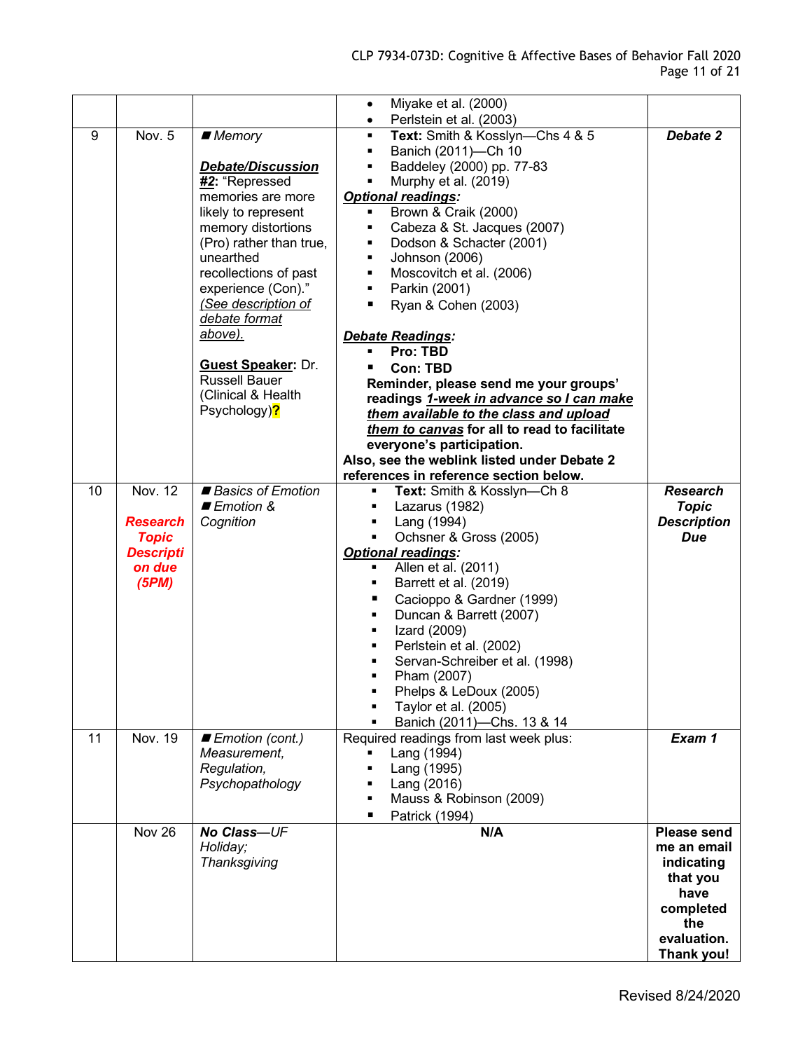| | | | | |
|---|---|---|---|---|
| | | | • Miyake et al. (2000)<br>• Perlstein et al. (2003) | |
| 9 | Nov. 5 | ■ *Memory*<br><br>***Debate/Discussion #2***: "Repressed memories are more likely to represent memory distortions (Pro) rather than true, unearthed recollections of past experience (Con)." *(See description of debate format above).*<br><br>**Guest Speaker**: Dr. Russell Bauer (Clinical & Health Psychology)**?** | ▪ **Text:** Smith & Kosslyn—Chs 4 & 5<br>▪ Banich (2011)—Ch 10<br>▪ Baddeley (2000) pp. 77-83<br>▪ Murphy et al. (2019)<br>***Optional readings:***<br>▪ Brown & Craik (2000)<br>▪ Cabeza & St. Jacques (2007)<br>▪ Dodson & Schacter (2001)<br>▪ Johnson (2006)<br>▪ Moscovitch et al. (2006)<br>▪ Parkin (2001)<br>▪ Ryan & Cohen (2003)<br><br>***Debate Readings:***<br>▪ **Pro: TBD**<br>▪ **Con: TBD**<br>**Reminder, please send me your groups' readings *1-week in advance so I can make them available to the class and upload them to canvas* for all to read to facilitate everyone's participation.**<br>**Also, see the weblink listed under Debate 2 references in reference section below.** | ***Debate 2*** |
| 10 | Nov. 12<br><br>***Research Topic Description due (5PM)*** | ■ *Basics of Emotion*<br>■ *Emotion & Cognition* | ▪ **Text:** Smith & Kosslyn—Ch 8<br>▪ Lazarus (1982)<br>▪ Lang (1994)<br>▪ Ochsner & Gross (2005)<br>***Optional readings:***<br>▪ Allen et al. (2011)<br>▪ Barrett et al. (2019)<br>▪ Cacioppo & Gardner (1999)<br>▪ Duncan & Barrett (2007)<br>▪ Izard (2009)<br>▪ Perlstein et al. (2002)<br>▪ Servan-Schreiber et al. (1998)<br>▪ Pham (2007)<br>▪ Phelps & LeDoux (2005)<br>▪ Taylor et al. (2005)<br>▪ Banich (2011)—Chs. 13 & 14 | ***Research Topic Description Due*** |
| 11 | Nov. 19 | ■ *Emotion (cont.) Measurement, Regulation, Psychopathology* | Required readings from last week plus:<br>▪ Lang (1994)<br>▪ Lang (1995)<br>▪ Lang (2016)<br>▪ Mauss & Robinson (2009)<br>▪ Patrick (1994) | ***Exam 1*** |
| | Nov 26 | ***No Class**—UF Holiday; Thanksgiving* | **N/A** | **Please send me an email indicating that you have completed the evaluation. Thank you!** |

Revised 8/24/2020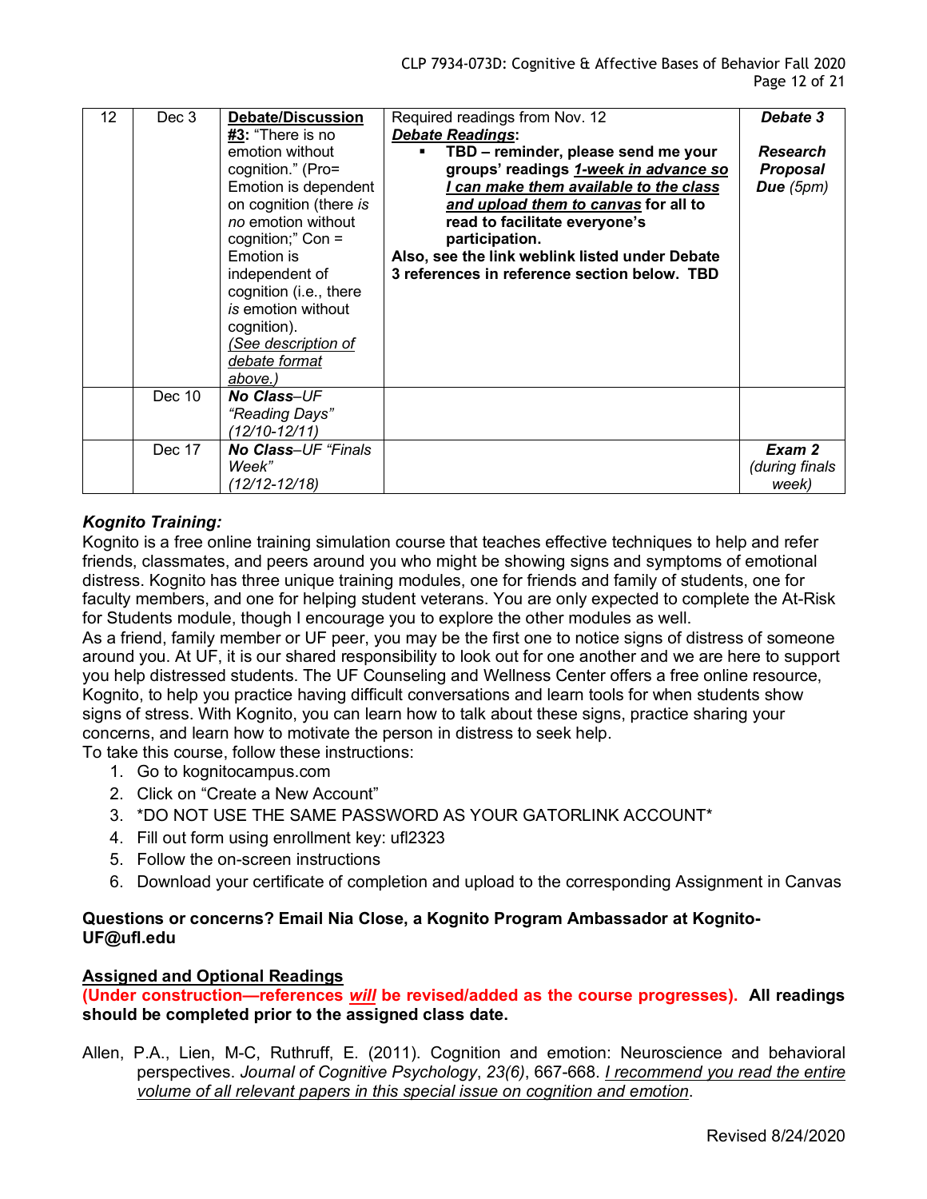| 12 | Dec 3 | **<u>Debate/Discussion #3</u>:** "There is no emotion without cognition." (Pro= Emotion is dependent on cognition (there *is no* emotion without cognition;" Con = Emotion is independent of cognition (i.e., there *is* emotion without cognition). *<u>(See description of debate format above.)</u>* | Required readings from Nov. 12<br>***<u>Debate Readings</u>*:**<br>▪ **TBD – reminder, please send me your groups' readings *<u>1-week in advance so I can make them available to the class and upload them to canvas</u>* for all to read to facilitate everyone's participation.**<br>**Also, see the link weblink listed under Debate 3 references in reference section below. TBD** | ***Debate 3***<br><br>***Research Proposal Due*** *(5pm)* |
|---|---|---|---|---|
| | Dec 10 | ***No Class**–UF "Reading Days" (12/10-12/11)* | | |
| | Dec 17 | ***No Class**–UF "Finals Week" (12/12-12/18)* | | ***Exam 2*** *(during finals week)* |

### *Kognito Training:*

Kognito is a free online training simulation course that teaches effective techniques to help and refer friends, classmates, and peers around you who might be showing signs and symptoms of emotional distress. Kognito has three unique training modules, one for friends and family of students, one for faculty members, and one for helping student veterans. You are only expected to complete the At-Risk for Students module, though I encourage you to explore the other modules as well.

As a friend, family member or UF peer, you may be the first one to notice signs of distress of someone around you. At UF, it is our shared responsibility to look out for one another and we are here to support you help distressed students. The UF Counseling and Wellness Center offers a free online resource, Kognito, to help you practice having difficult conversations and learn tools for when students show signs of stress. With Kognito, you can learn how to talk about these signs, practice sharing your concerns, and learn how to motivate the person in distress to seek help.

To take this course, follow these instructions:

1. Go to kognitocampus.com
2. Click on "Create a New Account"
3. *DO NOT USE THE SAME PASSWORD AS YOUR GATORLINK ACCOUNT*
4. Fill out form using enrollment key: ufl2323
5. Follow the on-screen instructions
6. Download your certificate of completion and upload to the corresponding Assignment in Canvas

**Questions or concerns? Email Nia Close, a Kognito Program Ambassador at Kognito-UF@ufl.edu**

### <u>Assigned and Optional Readings</u>

**(Under construction—references *<u>will</u>* be revised/added as the course progresses). All readings should be completed prior to the assigned class date.**

Allen, P.A., Lien, M-C, Ruthruff, E. (2011). Cognition and emotion: Neuroscience and behavioral perspectives. *Journal of Cognitive Psychology*, *23(6)*, 667-668. *<u>I recommend you read the entire volume of all relevant papers in this special issue on cognition and emotion</u>*.

Revised 8/24/2020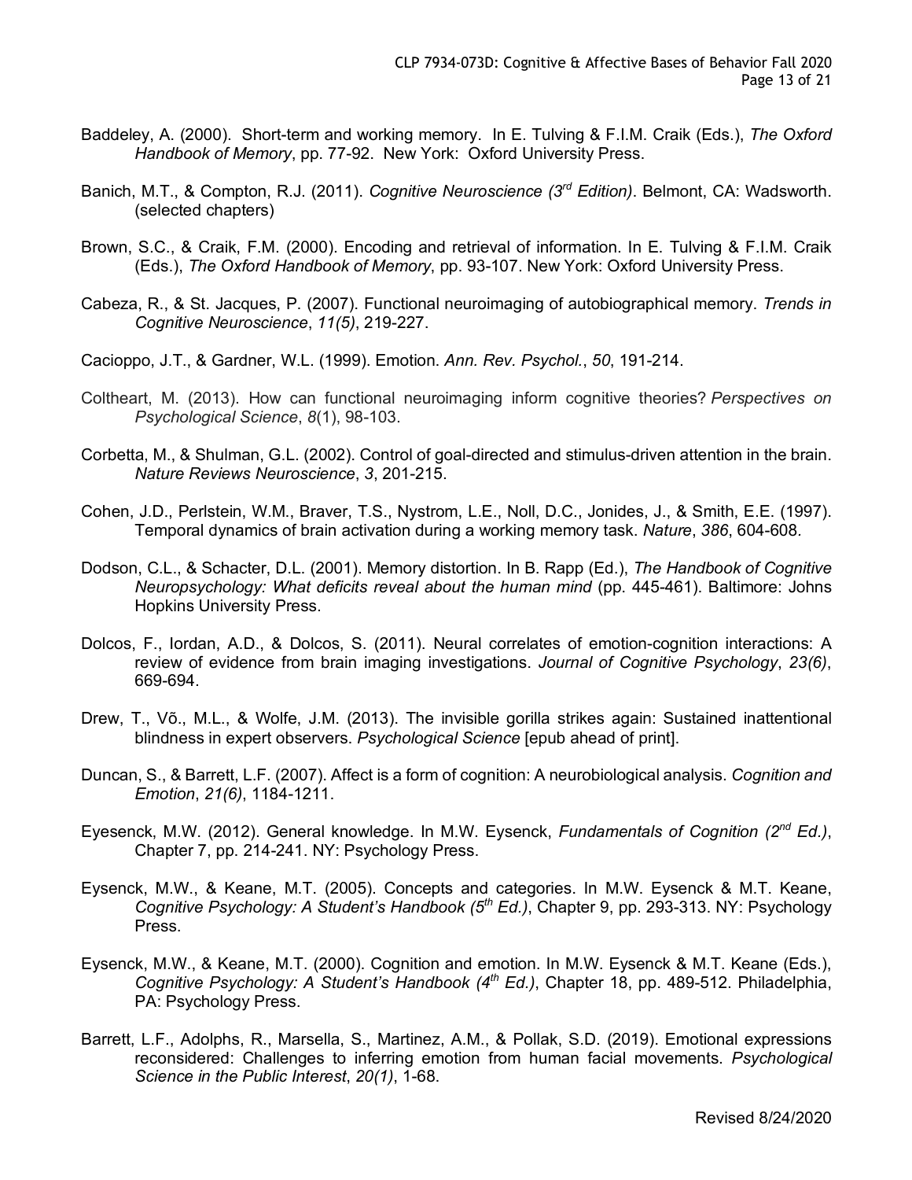Baddeley, A. (2000). Short-term and working memory. In E. Tulving & F.I.M. Craik (Eds.), *The Oxford Handbook of Memory*, pp. 77-92. New York: Oxford University Press.

Banich, M.T., & Compton, R.J. (2011). *Cognitive Neuroscience (3rd Edition)*. Belmont, CA: Wadsworth. (selected chapters)

Brown, S.C., & Craik, F.M. (2000). Encoding and retrieval of information. In E. Tulving & F.I.M. Craik (Eds.), *The Oxford Handbook of Memory*, pp. 93-107. New York: Oxford University Press.

Cabeza, R., & St. Jacques, P. (2007). Functional neuroimaging of autobiographical memory. *Trends in Cognitive Neuroscience*, *11(5)*, 219-227.

Cacioppo, J.T., & Gardner, W.L. (1999). Emotion. *Ann. Rev. Psychol.*, *50*, 191-214.

Coltheart, M. (2013). How can functional neuroimaging inform cognitive theories? *Perspectives on Psychological Science*, *8*(1), 98-103.

Corbetta, M., & Shulman, G.L. (2002). Control of goal-directed and stimulus-driven attention in the brain. *Nature Reviews Neuroscience*, *3*, 201-215.

Cohen, J.D., Perlstein, W.M., Braver, T.S., Nystrom, L.E., Noll, D.C., Jonides, J., & Smith, E.E. (1997). Temporal dynamics of brain activation during a working memory task. *Nature*, *386*, 604-608.

Dodson, C.L., & Schacter, D.L. (2001). Memory distortion. In B. Rapp (Ed.), *The Handbook of Cognitive Neuropsychology: What deficits reveal about the human mind* (pp. 445-461). Baltimore: Johns Hopkins University Press.

Dolcos, F., Iordan, A.D., & Dolcos, S. (2011). Neural correlates of emotion-cognition interactions: A review of evidence from brain imaging investigations. *Journal of Cognitive Psychology*, *23(6)*, 669-694.

Drew, T., Võ., M.L., & Wolfe, J.M. (2013). The invisible gorilla strikes again: Sustained inattentional blindness in expert observers. *Psychological Science* [epub ahead of print].

Duncan, S., & Barrett, L.F. (2007). Affect is a form of cognition: A neurobiological analysis. *Cognition and Emotion*, *21(6)*, 1184-1211.

Eyesenck, M.W. (2012). General knowledge. In M.W. Eysenck, *Fundamentals of Cognition (2nd Ed.)*, Chapter 7, pp. 214-241. NY: Psychology Press.

Eysenck, M.W., & Keane, M.T. (2005). Concepts and categories. In M.W. Eysenck & M.T. Keane, *Cognitive Psychology: A Student's Handbook (5th Ed.)*, Chapter 9, pp. 293-313. NY: Psychology Press.

Eysenck, M.W., & Keane, M.T. (2000). Cognition and emotion. In M.W. Eysenck & M.T. Keane (Eds.), *Cognitive Psychology: A Student's Handbook (4th Ed.)*, Chapter 18, pp. 489-512. Philadelphia, PA: Psychology Press.

Barrett, L.F., Adolphs, R., Marsella, S., Martinez, A.M., & Pollak, S.D. (2019). Emotional expressions reconsidered: Challenges to inferring emotion from human facial movements. *Psychological Science in the Public Interest*, *20(1)*, 1-68.

Revised 8/24/2020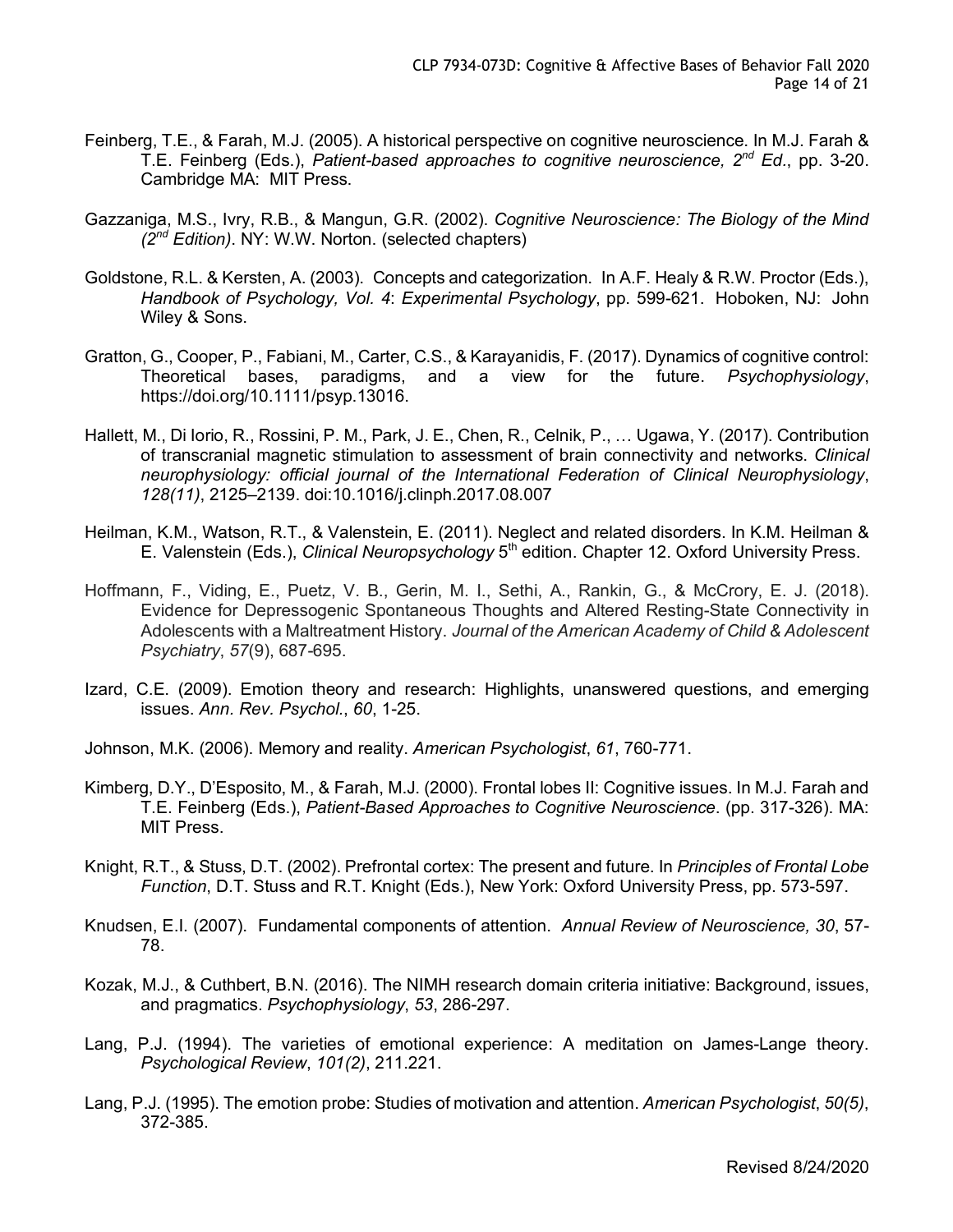Feinberg, T.E., & Farah, M.J. (2005). A historical perspective on cognitive neuroscience. In M.J. Farah & T.E. Feinberg (Eds.), *Patient-based approaches to cognitive neuroscience, 2nd Ed*., pp. 3-20. Cambridge MA: MIT Press.

Gazzaniga, M.S., Ivry, R.B., & Mangun, G.R. (2002). *Cognitive Neuroscience: The Biology of the Mind (2nd Edition)*. NY: W.W. Norton. (selected chapters)

Goldstone, R.L. & Kersten, A. (2003). Concepts and categorization. In A.F. Healy & R.W. Proctor (Eds.), *Handbook of Psychology, Vol. 4*: *Experimental Psychology*, pp. 599-621. Hoboken, NJ: John Wiley & Sons.

Gratton, G., Cooper, P., Fabiani, M., Carter, C.S., & Karayanidis, F. (2017). Dynamics of cognitive control: Theoretical bases, paradigms, and a view for the future. *Psychophysiology*, https://doi.org/10.1111/psyp.13016.

Hallett, M., Di Iorio, R., Rossini, P. M., Park, J. E., Chen, R., Celnik, P., … Ugawa, Y. (2017). Contribution of transcranial magnetic stimulation to assessment of brain connectivity and networks. *Clinical neurophysiology: official journal of the International Federation of Clinical Neurophysiology*, *128(11)*, 2125–2139. doi:10.1016/j.clinph.2017.08.007

Heilman, K.M., Watson, R.T., & Valenstein, E. (2011). Neglect and related disorders. In K.M. Heilman & E. Valenstein (Eds.), *Clinical Neuropsychology* 5th edition. Chapter 12. Oxford University Press.

Hoffmann, F., Viding, E., Puetz, V. B., Gerin, M. I., Sethi, A., Rankin, G., & McCrory, E. J. (2018). Evidence for Depressogenic Spontaneous Thoughts and Altered Resting-State Connectivity in Adolescents with a Maltreatment History. *Journal of the American Academy of Child & Adolescent Psychiatry*, *57*(9), 687-695.

Izard, C.E. (2009). Emotion theory and research: Highlights, unanswered questions, and emerging issues. *Ann. Rev. Psychol.*, *60*, 1-25.

Johnson, M.K. (2006). Memory and reality. *American Psychologist*, *61*, 760-771.

Kimberg, D.Y., D'Esposito, M., & Farah, M.J. (2000). Frontal lobes II: Cognitive issues. In M.J. Farah and T.E. Feinberg (Eds.), *Patient-Based Approaches to Cognitive Neuroscience*. (pp. 317-326). MA: MIT Press.

Knight, R.T., & Stuss, D.T. (2002). Prefrontal cortex: The present and future. In *Principles of Frontal Lobe Function*, D.T. Stuss and R.T. Knight (Eds.), New York: Oxford University Press, pp. 573-597.

Knudsen, E.I. (2007). Fundamental components of attention. *Annual Review of Neuroscience, 30*, 57-78.

Kozak, M.J., & Cuthbert, B.N. (2016). The NIMH research domain criteria initiative: Background, issues, and pragmatics. *Psychophysiology*, *53*, 286-297.

Lang, P.J. (1994). The varieties of emotional experience: A meditation on James-Lange theory. *Psychological Review*, *101(2)*, 211.221.

Lang, P.J. (1995). The emotion probe: Studies of motivation and attention. *American Psychologist*, *50(5)*, 372-385.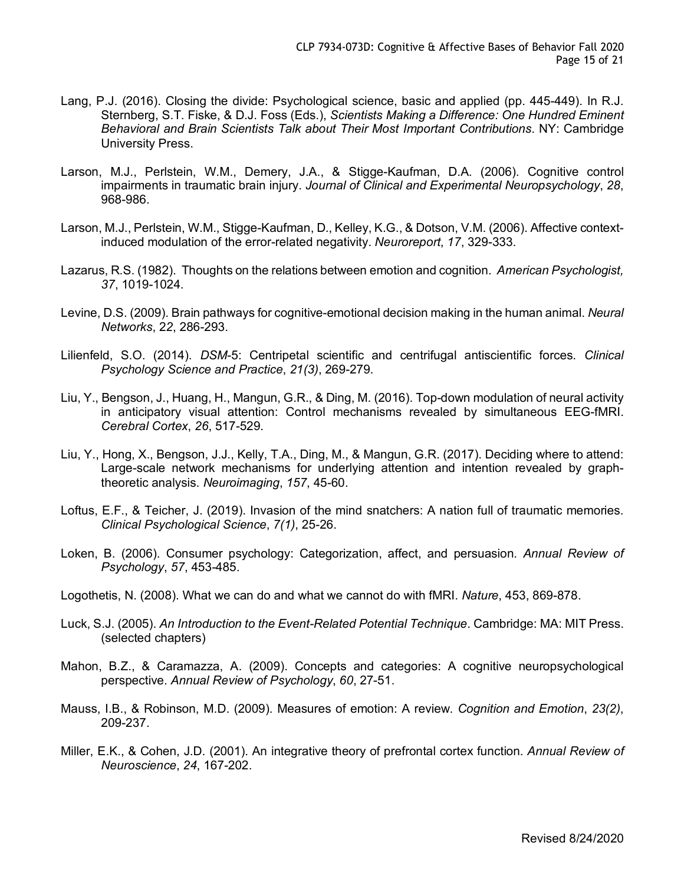Lang, P.J. (2016). Closing the divide: Psychological science, basic and applied (pp. 445-449). In R.J. Sternberg, S.T. Fiske, & D.J. Foss (Eds.), *Scientists Making a Difference: One Hundred Eminent Behavioral and Brain Scientists Talk about Their Most Important Contributions*. NY: Cambridge University Press.

Larson, M.J., Perlstein, W.M., Demery, J.A., & Stigge-Kaufman, D.A. (2006). Cognitive control impairments in traumatic brain injury. *Journal of Clinical and Experimental Neuropsychology*, *28*, 968-986.

Larson, M.J., Perlstein, W.M., Stigge-Kaufman, D., Kelley, K.G., & Dotson, V.M. (2006). Affective context-induced modulation of the error-related negativity. *Neuroreport*, *17*, 329-333.

Lazarus, R.S. (1982). Thoughts on the relations between emotion and cognition. *American Psychologist, 37*, 1019-1024.

Levine, D.S. (2009). Brain pathways for cognitive-emotional decision making in the human animal. *Neural Networks*, 2*2*, 286-293.

Lilienfeld, S.O. (2014). *DSM-5*: Centripetal scientific and centrifugal antiscientific forces. *Clinical Psychology Science and Practice*, *21(3)*, 269-279.

Liu, Y., Bengson, J., Huang, H., Mangun, G.R., & Ding, M. (2016). Top-down modulation of neural activity in anticipatory visual attention: Control mechanisms revealed by simultaneous EEG-fMRI. *Cerebral Cortex*, *26*, 517-529.

Liu, Y., Hong, X., Bengson, J.J., Kelly, T.A., Ding, M., & Mangun, G.R. (2017). Deciding where to attend: Large-scale network mechanisms for underlying attention and intention revealed by graph-theoretic analysis. *Neuroimaging*, *157*, 45-60.

Loftus, E.F., & Teicher, J. (2019). Invasion of the mind snatchers: A nation full of traumatic memories. *Clinical Psychological Science*, *7(1)*, 25-26.

Loken, B. (2006). Consumer psychology: Categorization, affect, and persuasion. *Annual Review of Psychology*, *57*, 453-485.

Logothetis, N. (2008). What we can do and what we cannot do with fMRI. *Nature*, 453, 869-878.

Luck, S.J. (2005). *An Introduction to the Event-Related Potential Technique*. Cambridge: MA: MIT Press. (selected chapters)

Mahon, B.Z., & Caramazza, A. (2009). Concepts and categories: A cognitive neuropsychological perspective. *Annual Review of Psychology*, *60*, 27-51.

Mauss, I.B., & Robinson, M.D. (2009). Measures of emotion: A review. *Cognition and Emotion*, *23(2)*, 209-237.

Miller, E.K., & Cohen, J.D. (2001). An integrative theory of prefrontal cortex function. *Annual Review of Neuroscience*, *24*, 167-202.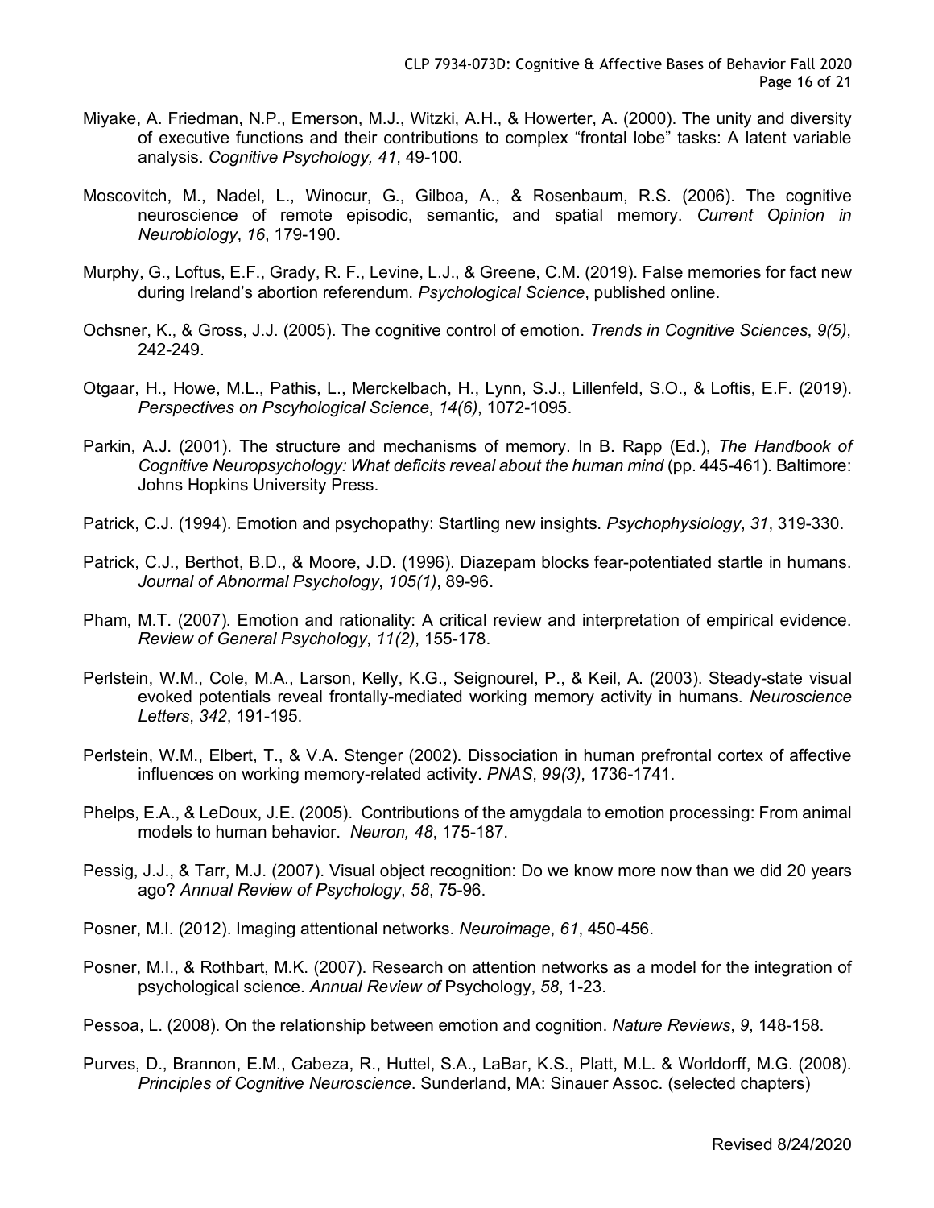Miyake, A. Friedman, N.P., Emerson, M.J., Witzki, A.H., & Howerter, A. (2000). The unity and diversity of executive functions and their contributions to complex "frontal lobe" tasks: A latent variable analysis. *Cognitive Psychology, 41*, 49-100.

Moscovitch, M., Nadel, L., Winocur, G., Gilboa, A., & Rosenbaum, R.S. (2006). The cognitive neuroscience of remote episodic, semantic, and spatial memory. *Current Opinion in Neurobiology*, *16*, 179-190.

Murphy, G., Loftus, E.F., Grady, R. F., Levine, L.J., & Greene, C.M. (2019). False memories for fact new during Ireland's abortion referendum. *Psychological Science*, published online.

Ochsner, K., & Gross, J.J. (2005). The cognitive control of emotion. *Trends in Cognitive Sciences*, *9(5)*, 242-249.

Otgaar, H., Howe, M.L., Pathis, L., Merckelbach, H., Lynn, S.J., Lillenfeld, S.O., & Loftis, E.F. (2019). *Perspectives on Pscyhological Science*, *14(6)*, 1072-1095.

Parkin, A.J. (2001). The structure and mechanisms of memory. In B. Rapp (Ed.), *The Handbook of Cognitive Neuropsychology: What deficits reveal about the human mind* (pp. 445-461). Baltimore: Johns Hopkins University Press.

Patrick, C.J. (1994). Emotion and psychopathy: Startling new insights. *Psychophysiology*, *31*, 319-330.

Patrick, C.J., Berthot, B.D., & Moore, J.D. (1996). Diazepam blocks fear-potentiated startle in humans. *Journal of Abnormal Psychology*, *105(1)*, 89-96.

Pham, M.T. (2007). Emotion and rationality: A critical review and interpretation of empirical evidence. *Review of General Psychology*, *11(2)*, 155-178.

Perlstein, W.M., Cole, M.A., Larson, Kelly, K.G., Seignourel, P., & Keil, A. (2003). Steady-state visual evoked potentials reveal frontally-mediated working memory activity in humans. *Neuroscience Letters*, *342*, 191-195.

Perlstein, W.M., Elbert, T., & V.A. Stenger (2002). Dissociation in human prefrontal cortex of affective influences on working memory-related activity. *PNAS*, *99(3)*, 1736-1741.

Phelps, E.A., & LeDoux, J.E. (2005). Contributions of the amygdala to emotion processing: From animal models to human behavior. *Neuron, 48*, 175-187.

Pessig, J.J., & Tarr, M.J. (2007). Visual object recognition: Do we know more now than we did 20 years ago? *Annual Review of Psychology*, *58*, 75-96.

Posner, M.I. (2012). Imaging attentional networks. *Neuroimage*, *61*, 450-456.

Posner, M.I., & Rothbart, M.K. (2007). Research on attention networks as a model for the integration of psychological science. *Annual Review of* Psychology, *58*, 1-23.

Pessoa, L. (2008). On the relationship between emotion and cognition. *Nature Reviews*, *9*, 148-158.

Purves, D., Brannon, E.M., Cabeza, R., Huttel, S.A., LaBar, K.S., Platt, M.L. & Worldorff, M.G. (2008). *Principles of Cognitive Neuroscience*. Sunderland, MA: Sinauer Assoc. (selected chapters)

Revised 8/24/2020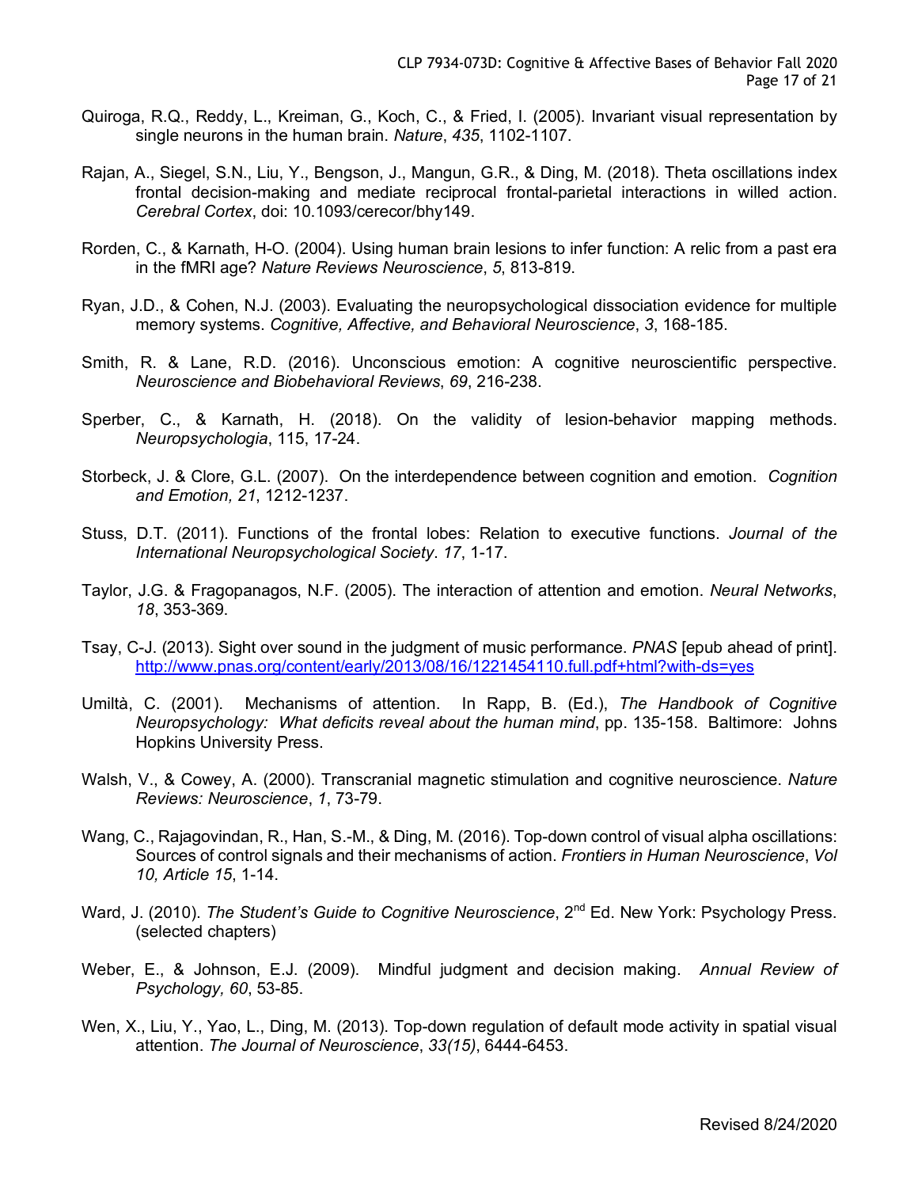Quiroga, R.Q., Reddy, L., Kreiman, G., Koch, C., & Fried, I. (2005). Invariant visual representation by single neurons in the human brain. *Nature*, *435*, 1102-1107.

Rajan, A., Siegel, S.N., Liu, Y., Bengson, J., Mangun, G.R., & Ding, M. (2018). Theta oscillations index frontal decision-making and mediate reciprocal frontal-parietal interactions in willed action. *Cerebral Cortex*, doi: 10.1093/cercor/bhy149.

Rorden, C., & Karnath, H-O. (2004). Using human brain lesions to infer function: A relic from a past era in the fMRI age? *Nature Reviews Neuroscience*, *5*, 813-819.

Ryan, J.D., & Cohen, N.J. (2003). Evaluating the neuropsychological dissociation evidence for multiple memory systems. *Cognitive, Affective, and Behavioral Neuroscience*, *3*, 168-185.

Smith, R. & Lane, R.D. (2016). Unconscious emotion: A cognitive neuroscientific perspective. *Neuroscience and Biobehavioral Reviews*, *69*, 216-238.

Sperber, C., & Karnath, H. (2018). On the validity of lesion-behavior mapping methods. *Neuropsychologia*, 115, 17-24.

Storbeck, J. & Clore, G.L. (2007). On the interdependence between cognition and emotion. *Cognition and Emotion, 21*, 1212-1237.

Stuss, D.T. (2011). Functions of the frontal lobes: Relation to executive functions. *Journal of the International Neuropsychological Society*. *17*, 1-17.

Taylor, J.G. & Fragopanagos, N.F. (2005). The interaction of attention and emotion. *Neural Networks*, *18*, 353-369.

Tsay, C-J. (2013). Sight over sound in the judgment of music performance. *PNAS* [epub ahead of print]. http://www.pnas.org/content/early/2013/08/16/1221454110.full.pdf+html?with-ds=yes

Umiltà, C. (2001). Mechanisms of attention. In Rapp, B. (Ed.), *The Handbook of Cognitive Neuropsychology: What deficits reveal about the human mind*, pp. 135-158. Baltimore: Johns Hopkins University Press.

Walsh, V., & Cowey, A. (2000). Transcranial magnetic stimulation and cognitive neuroscience. *Nature Reviews: Neuroscience*, *1*, 73-79.

Wang, C., Rajagovindan, R., Han, S.-M., & Ding, M. (2016). Top-down control of visual alpha oscillations: Sources of control signals and their mechanisms of action. *Frontiers in Human Neuroscience*, *Vol 10, Article 15*, 1-14.

Ward, J. (2010). *The Student's Guide to Cognitive Neuroscience*, 2nd Ed. New York: Psychology Press. (selected chapters)

Weber, E., & Johnson, E.J. (2009). Mindful judgment and decision making. *Annual Review of Psychology, 60*, 53-85.

Wen, X., Liu, Y., Yao, L., Ding, M. (2013). Top-down regulation of default mode activity in spatial visual attention. *The Journal of Neuroscience*, *33(15)*, 6444-6453.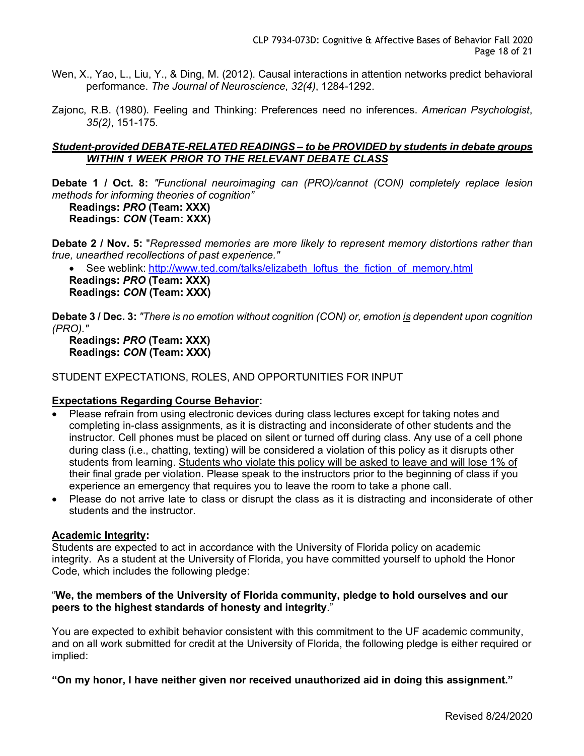Wen, X., Yao, L., Liu, Y., & Ding, M. (2012). Causal interactions in attention networks predict behavioral performance. *The Journal of Neuroscience*, *32(4)*, 1284-1292.

Zajonc, R.B. (1980). Feeling and Thinking: Preferences need no inferences. *American Psychologist*, *35(2)*, 151-175.

***Student-provided DEBATE-RELATED READINGS – to be PROVIDED by students in debate groups WITHIN 1 WEEK PRIOR TO THE RELEVANT DEBATE CLASS***

**Debate 1 / Oct. 8:** *"Functional neuroimaging can (PRO)/cannot (CON) completely replace lesion methods for informing theories of cognition"*

**Readings: *PRO* (Team: XXX)**
**Readings: *CON* (Team: XXX)**

**Debate 2 / Nov. 5:** "*Repressed memories are more likely to represent memory distortions rather than true, unearthed recollections of past experience."*

- See weblink: http://www.ted.com/talks/elizabeth_loftus_the_fiction_of_memory.html

**Readings: *PRO* (Team: XXX)**
**Readings: *CON* (Team: XXX)**

**Debate 3 / Dec. 3:** *"There is no emotion without cognition (CON) or, emotion is dependent upon cognition (PRO)."*

**Readings: *PRO* (Team: XXX)**
**Readings: *CON* (Team: XXX)**

STUDENT EXPECTATIONS, ROLES, AND OPPORTUNITIES FOR INPUT

**Expectations Regarding Course Behavior:**

- Please refrain from using electronic devices during class lectures except for taking notes and completing in-class assignments, as it is distracting and inconsiderate of other students and the instructor. Cell phones must be placed on silent or turned off during class. Any use of a cell phone during class (i.e., chatting, texting) will be considered a violation of this policy as it disrupts other students from learning. Students who violate this policy will be asked to leave and will lose 1% of their final grade per violation. Please speak to the instructors prior to the beginning of class if you experience an emergency that requires you to leave the room to take a phone call.
- Please do not arrive late to class or disrupt the class as it is distracting and inconsiderate of other students and the instructor.

**Academic Integrity:**

Students are expected to act in accordance with the University of Florida policy on academic integrity. As a student at the University of Florida, you have committed yourself to uphold the Honor Code, which includes the following pledge:

"**We, the members of the University of Florida community, pledge to hold ourselves and our peers to the highest standards of honesty and integrity**."

You are expected to exhibit behavior consistent with this commitment to the UF academic community, and on all work submitted for credit at the University of Florida, the following pledge is either required or implied:

**"On my honor, I have neither given nor received unauthorized aid in doing this assignment."**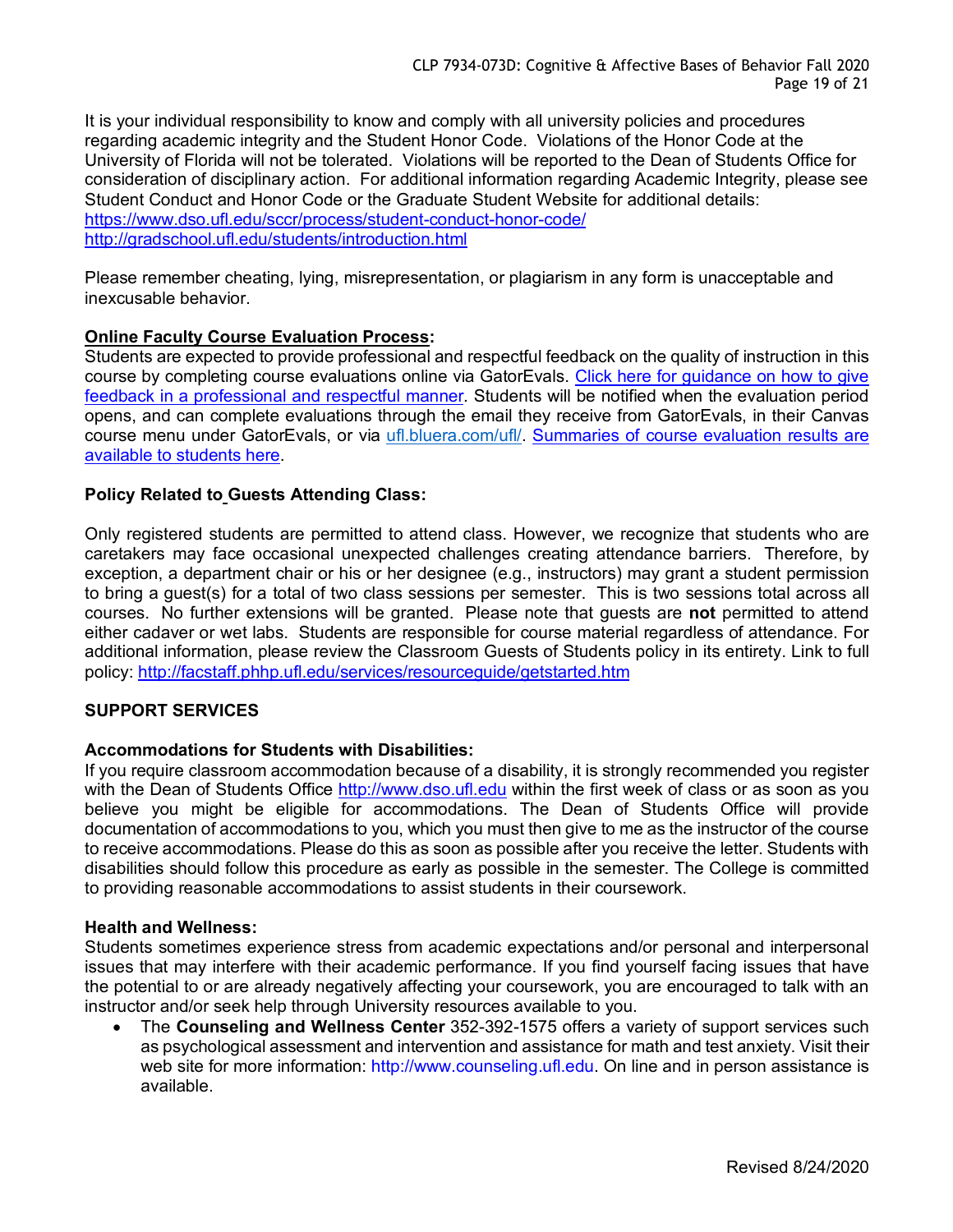It is your individual responsibility to know and comply with all university policies and procedures regarding academic integrity and the Student Honor Code. Violations of the Honor Code at the University of Florida will not be tolerated. Violations will be reported to the Dean of Students Office for consideration of disciplinary action. For additional information regarding Academic Integrity, please see Student Conduct and Honor Code or the Graduate Student Website for additional details:
https://www.dso.ufl.edu/sccr/process/student-conduct-honor-code/
http://gradschool.ufl.edu/students/introduction.html

Please remember cheating, lying, misrepresentation, or plagiarism in any form is unacceptable and inexcusable behavior.

**Online Faculty Course Evaluation Process:**
Students are expected to provide professional and respectful feedback on the quality of instruction in this course by completing course evaluations online via GatorEvals. Click here for guidance on how to give feedback in a professional and respectful manner. Students will be notified when the evaluation period opens, and can complete evaluations through the email they receive from GatorEvals, in their Canvas course menu under GatorEvals, or via ufl.bluera.com/ufl/. Summaries of course evaluation results are available to students here.

**Policy Related to Guests Attending Class:**

Only registered students are permitted to attend class. However, we recognize that students who are caretakers may face occasional unexpected challenges creating attendance barriers. Therefore, by exception, a department chair or his or her designee (e.g., instructors) may grant a student permission to bring a guest(s) for a total of two class sessions per semester. This is two sessions total across all courses. No further extensions will be granted. Please note that guests are **not** permitted to attend either cadaver or wet labs. Students are responsible for course material regardless of attendance. For additional information, please review the Classroom Guests of Students policy in its entirety. Link to full policy: http://facstaff.phhp.ufl.edu/services/resourceguide/getstarted.htm

## SUPPORT SERVICES

**Accommodations for Students with Disabilities:**
If you require classroom accommodation because of a disability, it is strongly recommended you register with the Dean of Students Office http://www.dso.ufl.edu within the first week of class or as soon as you believe you might be eligible for accommodations. The Dean of Students Office will provide documentation of accommodations to you, which you must then give to me as the instructor of the course to receive accommodations. Please do this as soon as possible after you receive the letter. Students with disabilities should follow this procedure as early as possible in the semester. The College is committed to providing reasonable accommodations to assist students in their coursework.

**Health and Wellness:**
Students sometimes experience stress from academic expectations and/or personal and interpersonal issues that may interfere with their academic performance. If you find yourself facing issues that have the potential to or are already negatively affecting your coursework, you are encouraged to talk with an instructor and/or seek help through University resources available to you.

- The **Counseling and Wellness Center** 352-392-1575 offers a variety of support services such as psychological assessment and intervention and assistance for math and test anxiety. Visit their web site for more information: http://www.counseling.ufl.edu. On line and in person assistance is available.

Revised 8/24/2020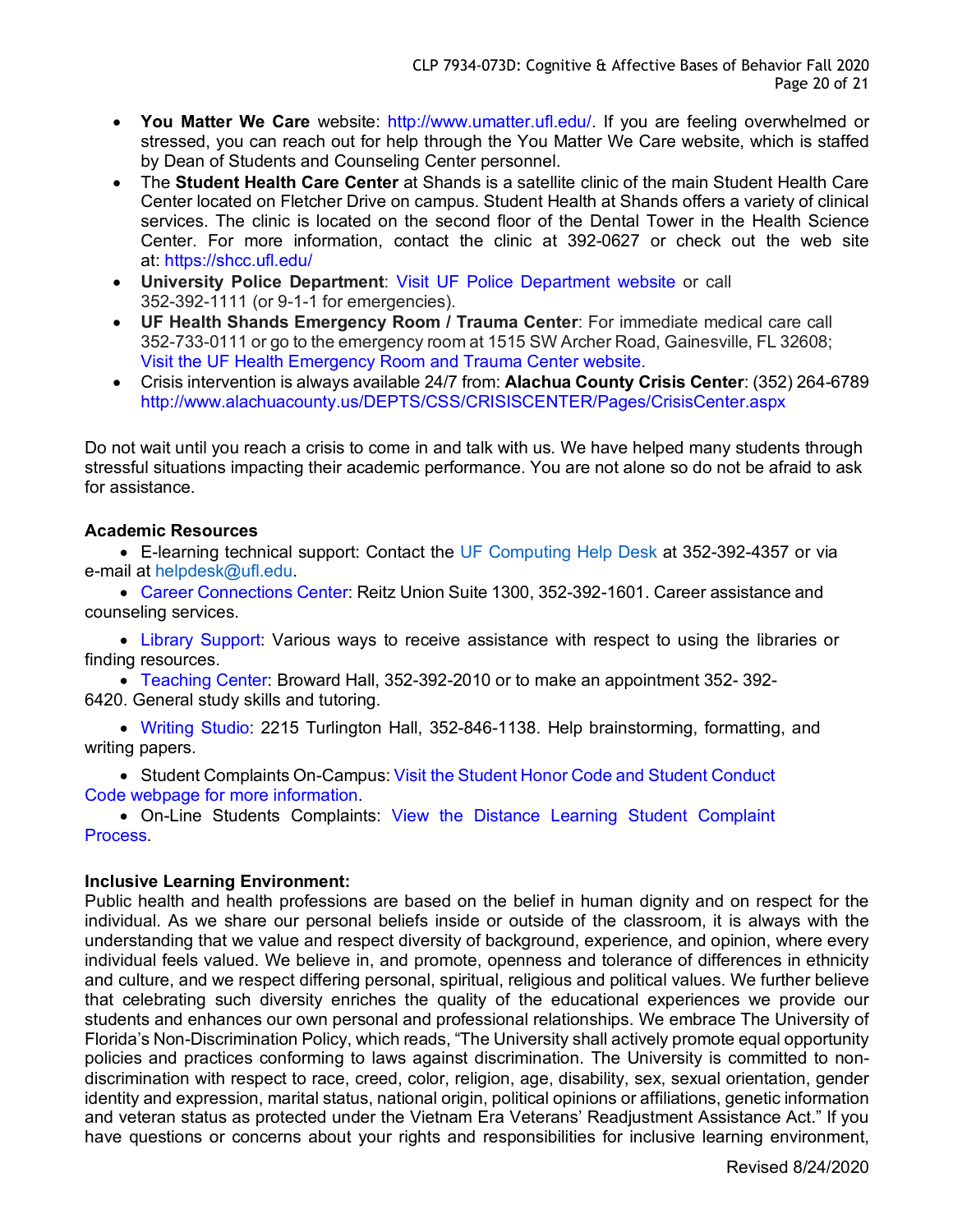- **You Matter We Care** website: http://www.umatter.ufl.edu/. If you are feeling overwhelmed or stressed, you can reach out for help through the You Matter We Care website, which is staffed by Dean of Students and Counseling Center personnel.
- The **Student Health Care Center** at Shands is a satellite clinic of the main Student Health Care Center located on Fletcher Drive on campus. Student Health at Shands offers a variety of clinical services. The clinic is located on the second floor of the Dental Tower in the Health Science Center. For more information, contact the clinic at 392-0627 or check out the web site at: https://shcc.ufl.edu/
- **University Police Department**: Visit UF Police Department website or call 352-392-1111 (or 9-1-1 for emergencies).
- **UF Health Shands Emergency Room / Trauma Center**: For immediate medical care call 352-733-0111 or go to the emergency room at 1515 SW Archer Road, Gainesville, FL 32608; Visit the UF Health Emergency Room and Trauma Center website.
- Crisis intervention is always available 24/7 from: **Alachua County Crisis Center**: (352) 264-6789 http://www.alachuacounty.us/DEPTS/CSS/CRISISCENTER/Pages/CrisisCenter.aspx

Do not wait until you reach a crisis to come in and talk with us. We have helped many students through stressful situations impacting their academic performance. You are not alone so do not be afraid to ask for assistance.

**Academic Resources**

- E-learning technical support: Contact the UF Computing Help Desk at 352-392-4357 or via e-mail at helpdesk@ufl.edu.
- Career Connections Center: Reitz Union Suite 1300, 352-392-1601. Career assistance and counseling services.
- Library Support: Various ways to receive assistance with respect to using the libraries or finding resources.
- Teaching Center: Broward Hall, 352-392-2010 or to make an appointment 352- 392-6420. General study skills and tutoring.
- Writing Studio: 2215 Turlington Hall, 352-846-1138. Help brainstorming, formatting, and writing papers.
- Student Complaints On-Campus: Visit the Student Honor Code and Student Conduct Code webpage for more information.
- On-Line Students Complaints: View the Distance Learning Student Complaint Process.

**Inclusive Learning Environment:**

Public health and health professions are based on the belief in human dignity and on respect for the individual. As we share our personal beliefs inside or outside of the classroom, it is always with the understanding that we value and respect diversity of background, experience, and opinion, where every individual feels valued. We believe in, and promote, openness and tolerance of differences in ethnicity and culture, and we respect differing personal, spiritual, religious and political values. We further believe that celebrating such diversity enriches the quality of the educational experiences we provide our students and enhances our own personal and professional relationships. We embrace The University of Florida's Non-Discrimination Policy, which reads, "The University shall actively promote equal opportunity policies and practices conforming to laws against discrimination. The University is committed to non-discrimination with respect to race, creed, color, religion, age, disability, sex, sexual orientation, gender identity and expression, marital status, national origin, political opinions or affiliations, genetic information and veteran status as protected under the Vietnam Era Veterans' Readjustment Assistance Act." If you have questions or concerns about your rights and responsibilities for inclusive learning environment,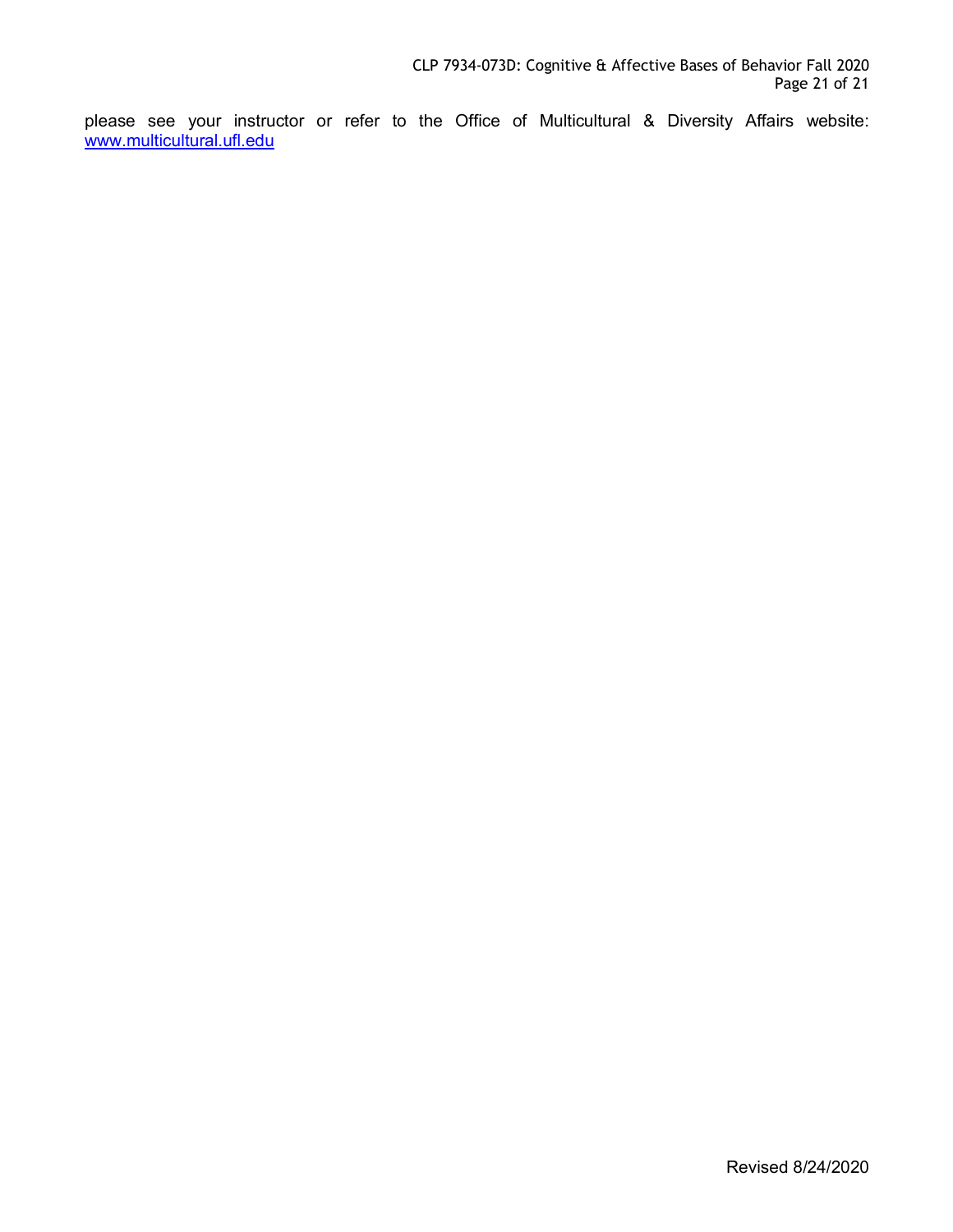please see your instructor or refer to the Office of Multicultural & Diversity Affairs website: [www.multicultural.ufl.edu](http://www.multicultural.ufl.edu)

Revised 8/24/2020